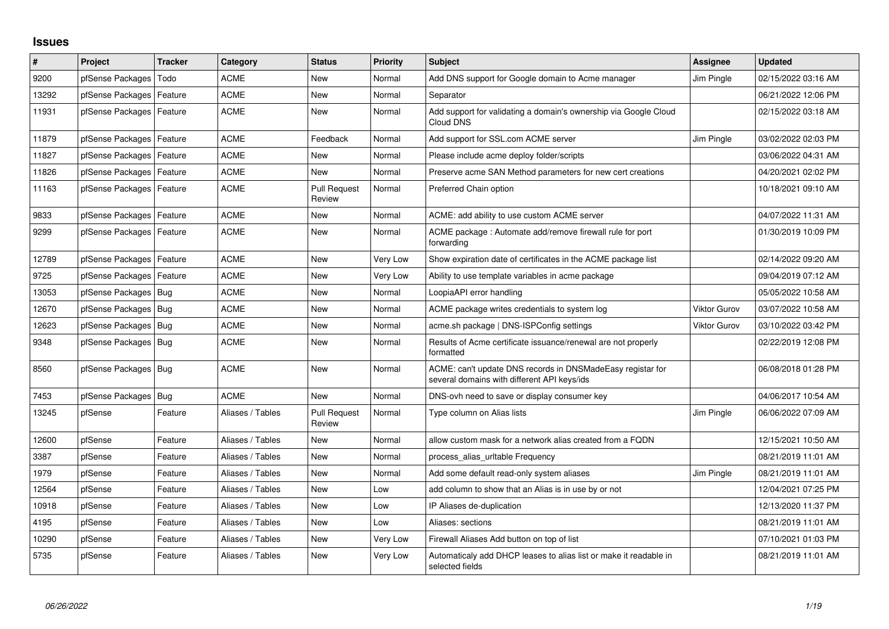# Issues

| # | Project | Tracker | Category | Status | Priority | Subject | Assignee | Updated |
|---|---|---|---|---|---|---|---|---|
| 9200 | pfSense Packages | Todo | ACME | New | Normal | Add DNS support for Google domain to Acme manager | Jim Pingle | 02/15/2022 03:16 AM |
| 13292 | pfSense Packages | Feature | ACME | New | Normal | Separator | | 06/21/2022 12:06 PM |
| 11931 | pfSense Packages | Feature | ACME | New | Normal | Add support for validating a domain's ownership via Google Cloud Cloud DNS | | 02/15/2022 03:18 AM |
| 11879 | pfSense Packages | Feature | ACME | Feedback | Normal | Add support for SSL.com ACME server | Jim Pingle | 03/02/2022 02:03 PM |
| 11827 | pfSense Packages | Feature | ACME | New | Normal | Please include acme deploy folder/scripts | | 03/06/2022 04:31 AM |
| 11826 | pfSense Packages | Feature | ACME | New | Normal | Preserve acme SAN Method parameters for new cert creations | | 04/20/2021 02:02 PM |
| 11163 | pfSense Packages | Feature | ACME | Pull Request Review | Normal | Preferred Chain option | | 10/18/2021 09:10 AM |
| 9833 | pfSense Packages | Feature | ACME | New | Normal | ACME: add ability to use custom ACME server | | 04/07/2022 11:31 AM |
| 9299 | pfSense Packages | Feature | ACME | New | Normal | ACME package : Automate add/remove firewall rule for port forwarding | | 01/30/2019 10:09 PM |
| 12789 | pfSense Packages | Feature | ACME | New | Very Low | Show expiration date of certificates in the ACME package list | | 02/14/2022 09:20 AM |
| 9725 | pfSense Packages | Feature | ACME | New | Very Low | Ability to use template variables in acme package | | 09/04/2019 07:12 AM |
| 13053 | pfSense Packages | Bug | ACME | New | Normal | LoopiaAPI error handling | | 05/05/2022 10:58 AM |
| 12670 | pfSense Packages | Bug | ACME | New | Normal | ACME package writes credentials to system log | Viktor Gurov | 03/07/2022 10:58 AM |
| 12623 | pfSense Packages | Bug | ACME | New | Normal | acme.sh package \| DNS-ISPConfig settings | Viktor Gurov | 03/10/2022 03:42 PM |
| 9348 | pfSense Packages | Bug | ACME | New | Normal | Results of Acme certificate issuance/renewal are not properly formatted | | 02/22/2019 12:08 PM |
| 8560 | pfSense Packages | Bug | ACME | New | Normal | ACME: can't update DNS records in DNSMadeEasy registar for several domains with different API keys/ids | | 06/08/2018 01:28 PM |
| 7453 | pfSense Packages | Bug | ACME | New | Normal | DNS-ovh need to save or display consumer key | | 04/06/2017 10:54 AM |
| 13245 | pfSense | Feature | Aliases / Tables | Pull Request Review | Normal | Type column on Alias lists | Jim Pingle | 06/06/2022 07:09 AM |
| 12600 | pfSense | Feature | Aliases / Tables | New | Normal | allow custom mask for a network alias created from a FQDN | | 12/15/2021 10:50 AM |
| 3387 | pfSense | Feature | Aliases / Tables | New | Normal | process_alias_urltable Frequency | | 08/21/2019 11:01 AM |
| 1979 | pfSense | Feature | Aliases / Tables | New | Normal | Add some default read-only system aliases | Jim Pingle | 08/21/2019 11:01 AM |
| 12564 | pfSense | Feature | Aliases / Tables | New | Low | add column to show that an Alias is in use by or not | | 12/04/2021 07:25 PM |
| 10918 | pfSense | Feature | Aliases / Tables | New | Low | IP Aliases de-duplication | | 12/13/2020 11:37 PM |
| 4195 | pfSense | Feature | Aliases / Tables | New | Low | Aliases: sections | | 08/21/2019 11:01 AM |
| 10290 | pfSense | Feature | Aliases / Tables | New | Very Low | Firewall Aliases Add button on top of list | | 07/10/2021 01:03 PM |
| 5735 | pfSense | Feature | Aliases / Tables | New | Very Low | Automaticaly add DHCP leases to alias list or make it readable in selected fields | | 08/21/2019 11:01 AM |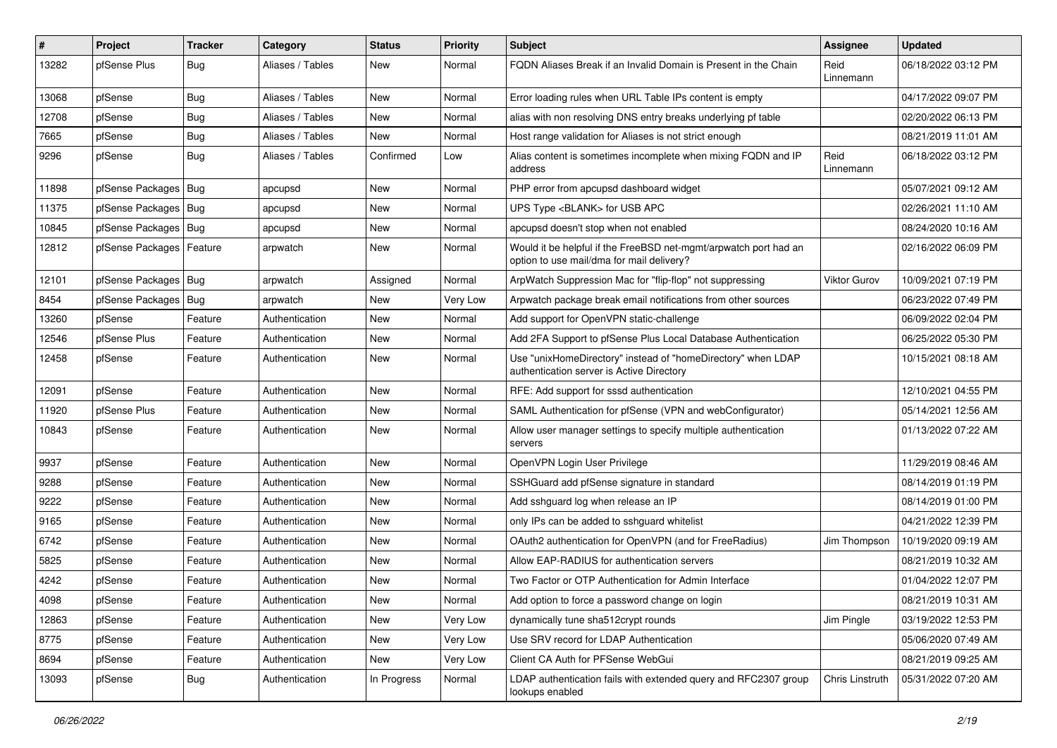| # | Project | Tracker | Category | Status | Priority | Subject | Assignee | Updated |
|---|---|---|---|---|---|---|---|---|
| 13282 | pfSense Plus | Bug | Aliases / Tables | New | Normal | FQDN Aliases Break if an Invalid Domain is Present in the Chain | Reid Linnemann | 06/18/2022 03:12 PM |
| 13068 | pfSense | Bug | Aliases / Tables | New | Normal | Error loading rules when URL Table IPs content is empty | | 04/17/2022 09:07 PM |
| 12708 | pfSense | Bug | Aliases / Tables | New | Normal | alias with non resolving DNS entry breaks underlying pf table | | 02/20/2022 06:13 PM |
| 7665 | pfSense | Bug | Aliases / Tables | New | Normal | Host range validation for Aliases is not strict enough | | 08/21/2019 11:01 AM |
| 9296 | pfSense | Bug | Aliases / Tables | Confirmed | Low | Alias content is sometimes incomplete when mixing FQDN and IP address | Reid Linnemann | 06/18/2022 03:12 PM |
| 11898 | pfSense Packages | Bug | apcupsd | New | Normal | PHP error from apcupsd dashboard widget | | 05/07/2021 09:12 AM |
| 11375 | pfSense Packages | Bug | apcupsd | New | Normal | UPS Type <BLANK> for USB APC | | 02/26/2021 11:10 AM |
| 10845 | pfSense Packages | Bug | apcupsd | New | Normal | apcupsd doesn't stop when not enabled | | 08/24/2020 10:16 AM |
| 12812 | pfSense Packages | Feature | arpwatch | New | Normal | Would it be helpful if the FreeBSD net-mgmt/arpwatch port had an option to use mail/dma for mail delivery? | | 02/16/2022 06:09 PM |
| 12101 | pfSense Packages | Bug | arpwatch | Assigned | Normal | ArpWatch Suppression Mac for "flip-flop" not suppressing | Viktor Gurov | 10/09/2021 07:19 PM |
| 8454 | pfSense Packages | Bug | arpwatch | New | Very Low | Arpwatch package break email notifications from other sources | | 06/23/2022 07:49 PM |
| 13260 | pfSense | Feature | Authentication | New | Normal | Add support for OpenVPN static-challenge | | 06/09/2022 02:04 PM |
| 12546 | pfSense Plus | Feature | Authentication | New | Normal | Add 2FA Support to pfSense Plus Local Database Authentication | | 06/25/2022 05:30 PM |
| 12458 | pfSense | Feature | Authentication | New | Normal | Use "unixHomeDirectory" instead of "homeDirectory" when LDAP authentication server is Active Directory | | 10/15/2021 08:18 AM |
| 12091 | pfSense | Feature | Authentication | New | Normal | RFE: Add support for sssd authentication | | 12/10/2021 04:55 PM |
| 11920 | pfSense Plus | Feature | Authentication | New | Normal | SAML Authentication for pfSense (VPN and webConfigurator) | | 05/14/2021 12:56 AM |
| 10843 | pfSense | Feature | Authentication | New | Normal | Allow user manager settings to specify multiple authentication servers | | 01/13/2022 07:22 AM |
| 9937 | pfSense | Feature | Authentication | New | Normal | OpenVPN Login User Privilege | | 11/29/2019 08:46 AM |
| 9288 | pfSense | Feature | Authentication | New | Normal | SSHGuard add pfSense signature in standard | | 08/14/2019 01:19 PM |
| 9222 | pfSense | Feature | Authentication | New | Normal | Add sshguard log when release an IP | | 08/14/2019 01:00 PM |
| 9165 | pfSense | Feature | Authentication | New | Normal | only IPs can be added to sshguard whitelist | | 04/21/2022 12:39 PM |
| 6742 | pfSense | Feature | Authentication | New | Normal | OAuth2 authentication for OpenVPN (and for FreeRadius) | Jim Thompson | 10/19/2020 09:19 AM |
| 5825 | pfSense | Feature | Authentication | New | Normal | Allow EAP-RADIUS for authentication servers | | 08/21/2019 10:32 AM |
| 4242 | pfSense | Feature | Authentication | New | Normal | Two Factor or OTP Authentication for Admin Interface | | 01/04/2022 12:07 PM |
| 4098 | pfSense | Feature | Authentication | New | Normal | Add option to force a password change on login | | 08/21/2019 10:31 AM |
| 12863 | pfSense | Feature | Authentication | New | Very Low | dynamically tune sha512crypt rounds | Jim Pingle | 03/19/2022 12:53 PM |
| 8775 | pfSense | Feature | Authentication | New | Very Low | Use SRV record for LDAP Authentication | | 05/06/2020 07:49 AM |
| 8694 | pfSense | Feature | Authentication | New | Very Low | Client CA Auth for PFSense WebGui | | 08/21/2019 09:25 AM |
| 13093 | pfSense | Bug | Authentication | In Progress | Normal | LDAP authentication fails with extended query and RFC2307 group lookups enabled | Chris Linstruth | 05/31/2022 07:20 AM |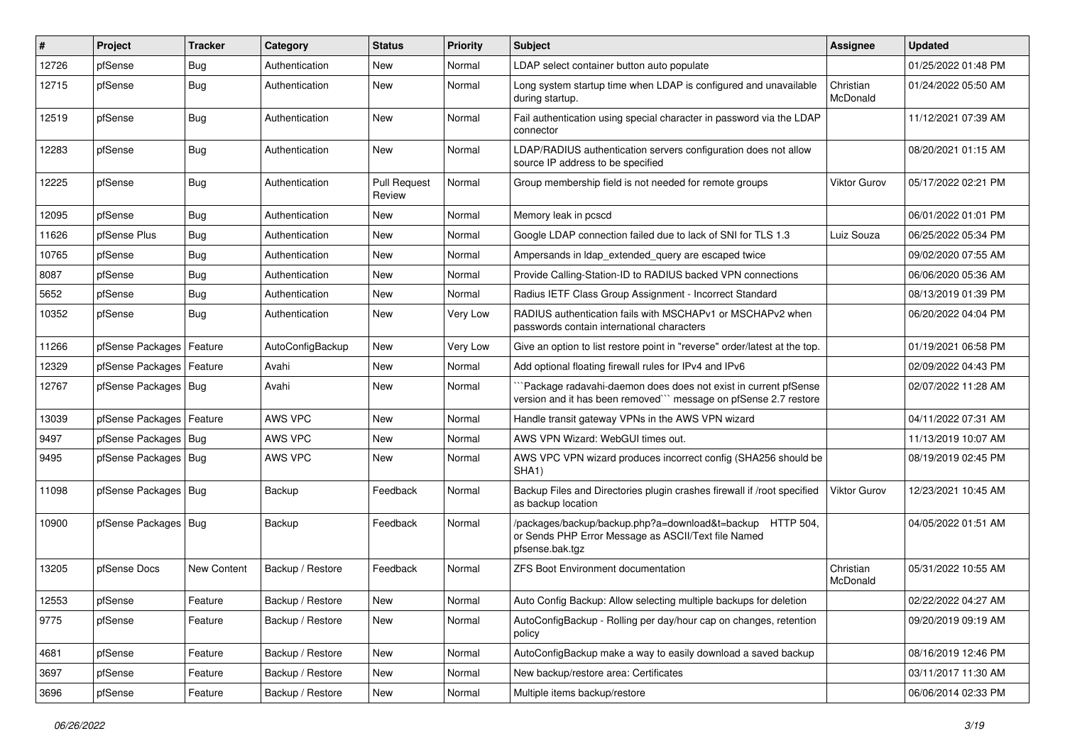| # | Project | Tracker | Category | Status | Priority | Subject | Assignee | Updated |
|---|---|---|---|---|---|---|---|---|
| 12726 | pfSense | Bug | Authentication | New | Normal | LDAP select container button auto populate | | 01/25/2022 01:48 PM |
| 12715 | pfSense | Bug | Authentication | New | Normal | Long system startup time when LDAP is configured and unavailable during startup. | Christian McDonald | 01/24/2022 05:50 AM |
| 12519 | pfSense | Bug | Authentication | New | Normal | Fail authentication using special character in password via the LDAP connector | | 11/12/2021 07:39 AM |
| 12283 | pfSense | Bug | Authentication | New | Normal | LDAP/RADIUS authentication servers configuration does not allow source IP address to be specified | | 08/20/2021 01:15 AM |
| 12225 | pfSense | Bug | Authentication | Pull Request Review | Normal | Group membership field is not needed for remote groups | Viktor Gurov | 05/17/2022 02:21 PM |
| 12095 | pfSense | Bug | Authentication | New | Normal | Memory leak in pcscd | | 06/01/2022 01:01 PM |
| 11626 | pfSense Plus | Bug | Authentication | New | Normal | Google LDAP connection failed due to lack of SNI for TLS 1.3 | Luiz Souza | 06/25/2022 05:34 PM |
| 10765 | pfSense | Bug | Authentication | New | Normal | Ampersands in ldap_extended_query are escaped twice | | 09/02/2020 07:55 AM |
| 8087 | pfSense | Bug | Authentication | New | Normal | Provide Calling-Station-ID to RADIUS backed VPN connections | | 06/06/2020 05:36 AM |
| 5652 | pfSense | Bug | Authentication | New | Normal | Radius IETF Class Group Assignment - Incorrect Standard | | 08/13/2019 01:39 PM |
| 10352 | pfSense | Bug | Authentication | New | Very Low | RADIUS authentication fails with MSCHAPv1 or MSCHAPv2 when passwords contain international characters | | 06/20/2022 04:04 PM |
| 11266 | pfSense Packages | Feature | AutoConfigBackup | New | Very Low | Give an option to list restore point in "reverse" order/latest at the top. | | 01/19/2021 06:58 PM |
| 12329 | pfSense Packages | Feature | Avahi | New | Normal | Add optional floating firewall rules for IPv4 and IPv6 | | 02/09/2022 04:43 PM |
| 12767 | pfSense Packages | Bug | Avahi | New | Normal | ```Package radavahi-daemon does does not exist in current pfSense version and it has been removed``` message on pfSense 2.7 restore | | 02/07/2022 11:28 AM |
| 13039 | pfSense Packages | Feature | AWS VPC | New | Normal | Handle transit gateway VPNs in the AWS VPN wizard | | 04/11/2022 07:31 AM |
| 9497 | pfSense Packages | Bug | AWS VPC | New | Normal | AWS VPN Wizard: WebGUI times out. | | 11/13/2019 10:07 AM |
| 9495 | pfSense Packages | Bug | AWS VPC | New | Normal | AWS VPC VPN wizard produces incorrect config (SHA256 should be SHA1) | | 08/19/2019 02:45 PM |
| 11098 | pfSense Packages | Bug | Backup | Feedback | Normal | Backup Files and Directories plugin crashes firewall if /root specified as backup location | Viktor Gurov | 12/23/2021 10:45 AM |
| 10900 | pfSense Packages | Bug | Backup | Feedback | Normal | /packages/backup/backup.php?a=download&t=backup HTTP 504, or Sends PHP Error Message as ASCII/Text file Named pfsense.bak.tgz | | 04/05/2022 01:51 AM |
| 13205 | pfSense Docs | New Content | Backup / Restore | Feedback | Normal | ZFS Boot Environment documentation | Christian McDonald | 05/31/2022 10:55 AM |
| 12553 | pfSense | Feature | Backup / Restore | New | Normal | Auto Config Backup: Allow selecting multiple backups for deletion | | 02/22/2022 04:27 AM |
| 9775 | pfSense | Feature | Backup / Restore | New | Normal | AutoConfigBackup - Rolling per day/hour cap on changes, retention policy | | 09/20/2019 09:19 AM |
| 4681 | pfSense | Feature | Backup / Restore | New | Normal | AutoConfigBackup make a way to easily download a saved backup | | 08/16/2019 12:46 PM |
| 3697 | pfSense | Feature | Backup / Restore | New | Normal | New backup/restore area: Certificates | | 03/11/2017 11:30 AM |
| 3696 | pfSense | Feature | Backup / Restore | New | Normal | Multiple items backup/restore | | 06/06/2014 02:33 PM |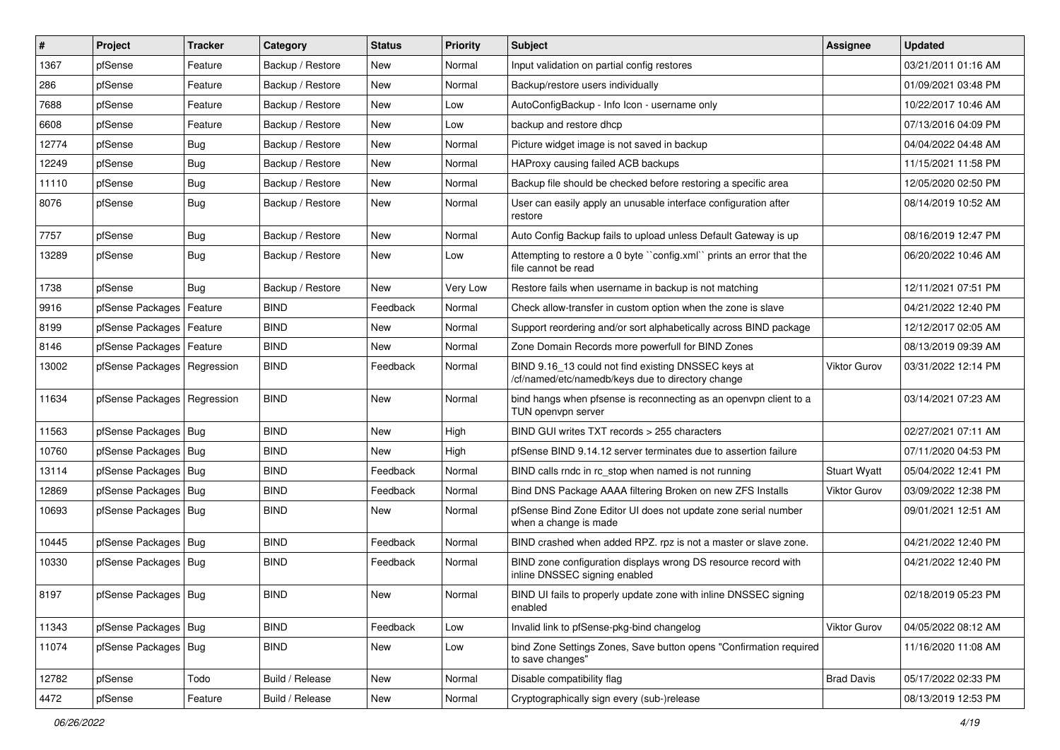| # | Project | Tracker | Category | Status | Priority | Subject | Assignee | Updated |
|---|---|---|---|---|---|---|---|---|
| 1367 | pfSense | Feature | Backup / Restore | New | Normal | Input validation on partial config restores | | 03/21/2011 01:16 AM |
| 286 | pfSense | Feature | Backup / Restore | New | Normal | Backup/restore users individually | | 01/09/2021 03:48 PM |
| 7688 | pfSense | Feature | Backup / Restore | New | Low | AutoConfigBackup - Info Icon - username only | | 10/22/2017 10:46 AM |
| 6608 | pfSense | Feature | Backup / Restore | New | Low | backup and restore dhcp | | 07/13/2016 04:09 PM |
| 12774 | pfSense | Bug | Backup / Restore | New | Normal | Picture widget image is not saved in backup | | 04/04/2022 04:48 AM |
| 12249 | pfSense | Bug | Backup / Restore | New | Normal | HAProxy causing failed ACB backups | | 11/15/2021 11:58 PM |
| 11110 | pfSense | Bug | Backup / Restore | New | Normal | Backup file should be checked before restoring a specific area | | 12/05/2020 02:50 PM |
| 8076 | pfSense | Bug | Backup / Restore | New | Normal | User can easily apply an unusable interface configuration after restore | | 08/14/2019 10:52 AM |
| 7757 | pfSense | Bug | Backup / Restore | New | Normal | Auto Config Backup fails to upload unless Default Gateway is up | | 08/16/2019 12:47 PM |
| 13289 | pfSense | Bug | Backup / Restore | New | Low | Attempting to restore a 0 byte ``config.xml`` prints an error that the file cannot be read | | 06/20/2022 10:46 AM |
| 1738 | pfSense | Bug | Backup / Restore | New | Very Low | Restore fails when username in backup is not matching | | 12/11/2021 07:51 PM |
| 9916 | pfSense Packages | Feature | BIND | Feedback | Normal | Check allow-transfer in custom option when the zone is slave | | 04/21/2022 12:40 PM |
| 8199 | pfSense Packages | Feature | BIND | New | Normal | Support reordering and/or sort alphabetically across BIND package | | 12/12/2017 02:05 AM |
| 8146 | pfSense Packages | Feature | BIND | New | Normal | Zone Domain Records more powerfull for BIND Zones | | 08/13/2019 09:39 AM |
| 13002 | pfSense Packages | Regression | BIND | Feedback | Normal | BIND 9.16_13 could not find existing DNSSEC keys at /cf/named/etc/namedb/keys due to directory change | Viktor Gurov | 03/31/2022 12:14 PM |
| 11634 | pfSense Packages | Regression | BIND | New | Normal | bind hangs when pfsense is reconnecting as an openvpn client to a TUN openvpn server | | 03/14/2021 07:23 AM |
| 11563 | pfSense Packages | Bug | BIND | New | High | BIND GUI writes TXT records > 255 characters | | 02/27/2021 07:11 AM |
| 10760 | pfSense Packages | Bug | BIND | New | High | pfSense BIND 9.14.12 server terminates due to assertion failure | | 07/11/2020 04:53 PM |
| 13114 | pfSense Packages | Bug | BIND | Feedback | Normal | BIND calls rndc in rc_stop when named is not running | Stuart Wyatt | 05/04/2022 12:41 PM |
| 12869 | pfSense Packages | Bug | BIND | Feedback | Normal | Bind DNS Package AAAA filtering Broken on new ZFS Installs | Viktor Gurov | 03/09/2022 12:38 PM |
| 10693 | pfSense Packages | Bug | BIND | New | Normal | pfSense Bind Zone Editor UI does not update zone serial number when a change is made | | 09/01/2021 12:51 AM |
| 10445 | pfSense Packages | Bug | BIND | Feedback | Normal | BIND crashed when added RPZ. rpz is not a master or slave zone. | | 04/21/2022 12:40 PM |
| 10330 | pfSense Packages | Bug | BIND | Feedback | Normal | BIND zone configuration displays wrong DS resource record with inline DNSSEC signing enabled | | 04/21/2022 12:40 PM |
| 8197 | pfSense Packages | Bug | BIND | New | Normal | BIND UI fails to properly update zone with inline DNSSEC signing enabled | | 02/18/2019 05:23 PM |
| 11343 | pfSense Packages | Bug | BIND | Feedback | Low | Invalid link to pfSense-pkg-bind changelog | Viktor Gurov | 04/05/2022 08:12 AM |
| 11074 | pfSense Packages | Bug | BIND | New | Low | bind Zone Settings Zones, Save button opens "Confirmation required to save changes" | | 11/16/2020 11:08 AM |
| 12782 | pfSense | Todo | Build / Release | New | Normal | Disable compatibility flag | Brad Davis | 05/17/2022 02:33 PM |
| 4472 | pfSense | Feature | Build / Release | New | Normal | Cryptographically sign every (sub-)release | | 08/13/2019 12:53 PM |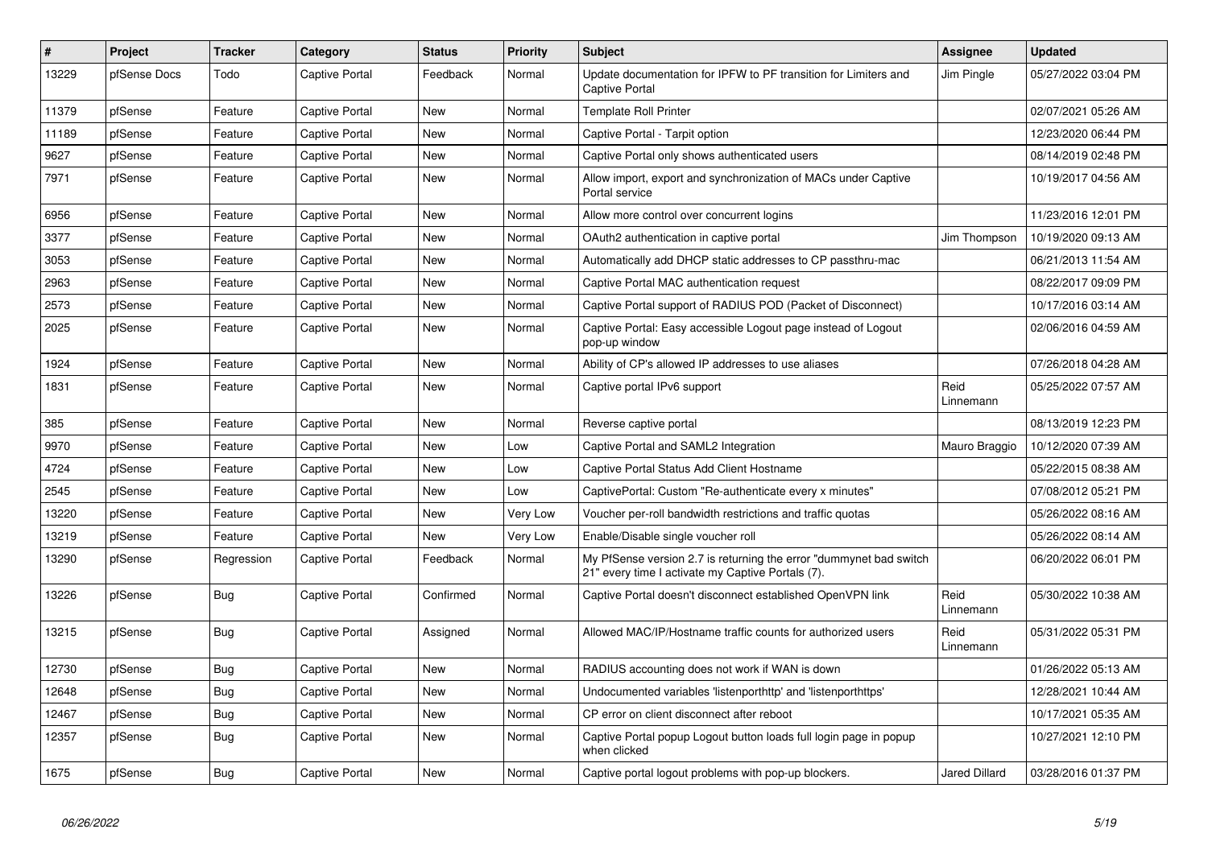| # | Project | Tracker | Category | Status | Priority | Subject | Assignee | Updated |
|---|---|---|---|---|---|---|---|---|
| 13229 | pfSense Docs | Todo | Captive Portal | Feedback | Normal | Update documentation for IPFW to PF transition for Limiters and Captive Portal | Jim Pingle | 05/27/2022 03:04 PM |
| 11379 | pfSense | Feature | Captive Portal | New | Normal | Template Roll Printer | | 02/07/2021 05:26 AM |
| 11189 | pfSense | Feature | Captive Portal | New | Normal | Captive Portal - Tarpit option | | 12/23/2020 06:44 PM |
| 9627 | pfSense | Feature | Captive Portal | New | Normal | Captive Portal only shows authenticated users | | 08/14/2019 02:48 PM |
| 7971 | pfSense | Feature | Captive Portal | New | Normal | Allow import, export and synchronization of MACs under Captive Portal service | | 10/19/2017 04:56 AM |
| 6956 | pfSense | Feature | Captive Portal | New | Normal | Allow more control over concurrent logins | | 11/23/2016 12:01 PM |
| 3377 | pfSense | Feature | Captive Portal | New | Normal | OAuth2 authentication in captive portal | Jim Thompson | 10/19/2020 09:13 AM |
| 3053 | pfSense | Feature | Captive Portal | New | Normal | Automatically add DHCP static addresses to CP passthru-mac | | 06/21/2013 11:54 AM |
| 2963 | pfSense | Feature | Captive Portal | New | Normal | Captive Portal MAC authentication request | | 08/22/2017 09:09 PM |
| 2573 | pfSense | Feature | Captive Portal | New | Normal | Captive Portal support of RADIUS POD (Packet of Disconnect) | | 10/17/2016 03:14 AM |
| 2025 | pfSense | Feature | Captive Portal | New | Normal | Captive Portal: Easy accessible Logout page instead of Logout pop-up window | | 02/06/2016 04:59 AM |
| 1924 | pfSense | Feature | Captive Portal | New | Normal | Ability of CP's allowed IP addresses to use aliases | | 07/26/2018 04:28 AM |
| 1831 | pfSense | Feature | Captive Portal | New | Normal | Captive portal IPv6 support | Reid Linnemann | 05/25/2022 07:57 AM |
| 385 | pfSense | Feature | Captive Portal | New | Normal | Reverse captive portal | | 08/13/2019 12:23 PM |
| 9970 | pfSense | Feature | Captive Portal | New | Low | Captive Portal and SAML2 Integration | Mauro Braggio | 10/12/2020 07:39 AM |
| 4724 | pfSense | Feature | Captive Portal | New | Low | Captive Portal Status Add Client Hostname | | 05/22/2015 08:38 AM |
| 2545 | pfSense | Feature | Captive Portal | New | Low | CaptivePortal: Custom "Re-authenticate every x minutes" | | 07/08/2012 05:21 PM |
| 13220 | pfSense | Feature | Captive Portal | New | Very Low | Voucher per-roll bandwidth restrictions and traffic quotas | | 05/26/2022 08:16 AM |
| 13219 | pfSense | Feature | Captive Portal | New | Very Low | Enable/Disable single voucher roll | | 05/26/2022 08:14 AM |
| 13290 | pfSense | Regression | Captive Portal | Feedback | Normal | My PfSense version 2.7 is returning the error "dummynet bad switch 21" every time I activate my Captive Portals (7). | | 06/20/2022 06:01 PM |
| 13226 | pfSense | Bug | Captive Portal | Confirmed | Normal | Captive Portal doesn't disconnect established OpenVPN link | Reid Linnemann | 05/30/2022 10:38 AM |
| 13215 | pfSense | Bug | Captive Portal | Assigned | Normal | Allowed MAC/IP/Hostname traffic counts for authorized users | Reid Linnemann | 05/31/2022 05:31 PM |
| 12730 | pfSense | Bug | Captive Portal | New | Normal | RADIUS accounting does not work if WAN is down | | 01/26/2022 05:13 AM |
| 12648 | pfSense | Bug | Captive Portal | New | Normal | Undocumented variables 'listenporthttp' and 'listenporthttps' | | 12/28/2021 10:44 AM |
| 12467 | pfSense | Bug | Captive Portal | New | Normal | CP error on client disconnect after reboot | | 10/17/2021 05:35 AM |
| 12357 | pfSense | Bug | Captive Portal | New | Normal | Captive Portal popup Logout button loads full login page in popup when clicked | | 10/27/2021 12:10 PM |
| 1675 | pfSense | Bug | Captive Portal | New | Normal | Captive portal logout problems with pop-up blockers. | Jared Dillard | 03/28/2016 01:37 PM |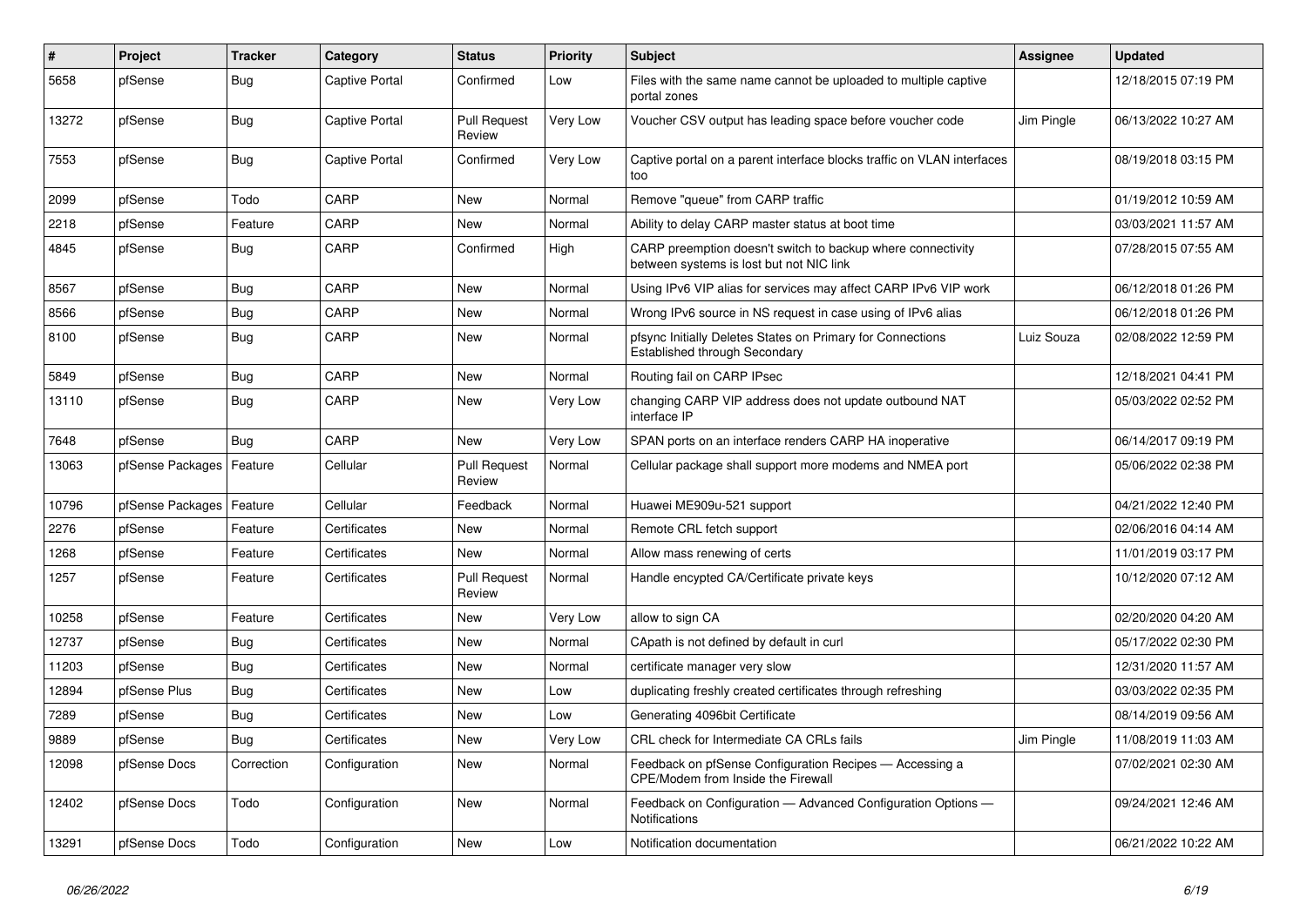| # | Project | Tracker | Category | Status | Priority | Subject | Assignee | Updated |
|---|---|---|---|---|---|---|---|---|
| 5658 | pfSense | Bug | Captive Portal | Confirmed | Low | Files with the same name cannot be uploaded to multiple captive portal zones | | 12/18/2015 07:19 PM |
| 13272 | pfSense | Bug | Captive Portal | Pull Request Review | Very Low | Voucher CSV output has leading space before voucher code | Jim Pingle | 06/13/2022 10:27 AM |
| 7553 | pfSense | Bug | Captive Portal | Confirmed | Very Low | Captive portal on a parent interface blocks traffic on VLAN interfaces too | | 08/19/2018 03:15 PM |
| 2099 | pfSense | Todo | CARP | New | Normal | Remove "queue" from CARP traffic | | 01/19/2012 10:59 AM |
| 2218 | pfSense | Feature | CARP | New | Normal | Ability to delay CARP master status at boot time | | 03/03/2021 11:57 AM |
| 4845 | pfSense | Bug | CARP | Confirmed | High | CARP preemption doesn't switch to backup where connectivity between systems is lost but not NIC link | | 07/28/2015 07:55 AM |
| 8567 | pfSense | Bug | CARP | New | Normal | Using IPv6 VIP alias for services may affect CARP IPv6 VIP work | | 06/12/2018 01:26 PM |
| 8566 | pfSense | Bug | CARP | New | Normal | Wrong IPv6 source in NS request in case using of IPv6 alias | | 06/12/2018 01:26 PM |
| 8100 | pfSense | Bug | CARP | New | Normal | pfsync Initially Deletes States on Primary for Connections Established through Secondary | Luiz Souza | 02/08/2022 12:59 PM |
| 5849 | pfSense | Bug | CARP | New | Normal | Routing fail on CARP IPsec | | 12/18/2021 04:41 PM |
| 13110 | pfSense | Bug | CARP | New | Very Low | changing CARP VIP address does not update outbound NAT interface IP | | 05/03/2022 02:52 PM |
| 7648 | pfSense | Bug | CARP | New | Very Low | SPAN ports on an interface renders CARP HA inoperative | | 06/14/2017 09:19 PM |
| 13063 | pfSense Packages | Feature | Cellular | Pull Request Review | Normal | Cellular package shall support more modems and NMEA port | | 05/06/2022 02:38 PM |
| 10796 | pfSense Packages | Feature | Cellular | Feedback | Normal | Huawei ME909u-521 support | | 04/21/2022 12:40 PM |
| 2276 | pfSense | Feature | Certificates | New | Normal | Remote CRL fetch support | | 02/06/2016 04:14 AM |
| 1268 | pfSense | Feature | Certificates | New | Normal | Allow mass renewing of certs | | 11/01/2019 03:17 PM |
| 1257 | pfSense | Feature | Certificates | Pull Request Review | Normal | Handle encypted CA/Certificate private keys | | 10/12/2020 07:12 AM |
| 10258 | pfSense | Feature | Certificates | New | Very Low | allow to sign CA | | 02/20/2020 04:20 AM |
| 12737 | pfSense | Bug | Certificates | New | Normal | CApath is not defined by default in curl | | 05/17/2022 02:30 PM |
| 11203 | pfSense | Bug | Certificates | New | Normal | certificate manager very slow | | 12/31/2020 11:57 AM |
| 12894 | pfSense Plus | Bug | Certificates | New | Low | duplicating freshly created certificates through refreshing | | 03/03/2022 02:35 PM |
| 7289 | pfSense | Bug | Certificates | New | Low | Generating 4096bit Certificate | | 08/14/2019 09:56 AM |
| 9889 | pfSense | Bug | Certificates | New | Very Low | CRL check for Intermediate CA CRLs fails | Jim Pingle | 11/08/2019 11:03 AM |
| 12098 | pfSense Docs | Correction | Configuration | New | Normal | Feedback on pfSense Configuration Recipes — Accessing a CPE/Modem from Inside the Firewall | | 07/02/2021 02:30 AM |
| 12402 | pfSense Docs | Todo | Configuration | New | Normal | Feedback on Configuration — Advanced Configuration Options — Notifications | | 09/24/2021 12:46 AM |
| 13291 | pfSense Docs | Todo | Configuration | New | Low | Notification documentation | | 06/21/2022 10:22 AM |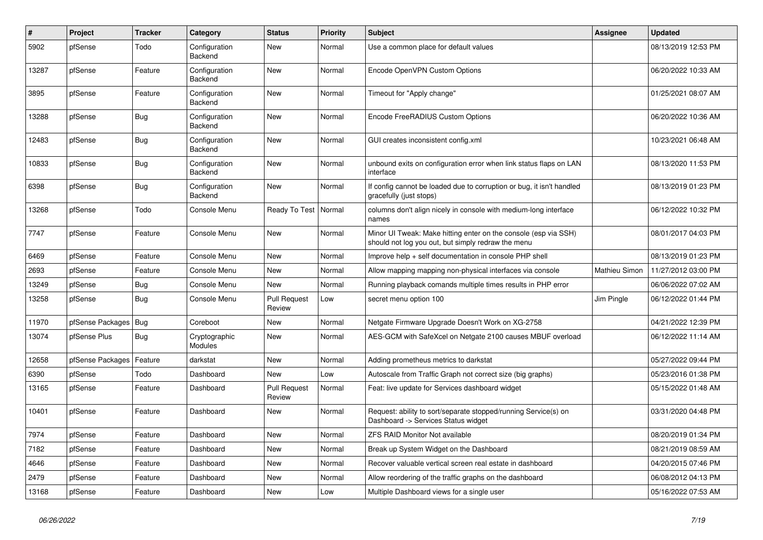| # | Project | Tracker | Category | Status | Priority | Subject | Assignee | Updated |
|---|---|---|---|---|---|---|---|---|
| 5902 | pfSense | Todo | Configuration Backend | New | Normal | Use a common place for default values | | 08/13/2019 12:53 PM |
| 13287 | pfSense | Feature | Configuration Backend | New | Normal | Encode OpenVPN Custom Options | | 06/20/2022 10:33 AM |
| 3895 | pfSense | Feature | Configuration Backend | New | Normal | Timeout for "Apply change" | | 01/25/2021 08:07 AM |
| 13288 | pfSense | Bug | Configuration Backend | New | Normal | Encode FreeRADIUS Custom Options | | 06/20/2022 10:36 AM |
| 12483 | pfSense | Bug | Configuration Backend | New | Normal | GUI creates inconsistent config.xml | | 10/23/2021 06:48 AM |
| 10833 | pfSense | Bug | Configuration Backend | New | Normal | unbound exits on configuration error when link status flaps on LAN interface | | 08/13/2020 11:53 PM |
| 6398 | pfSense | Bug | Configuration Backend | New | Normal | If config cannot be loaded due to corruption or bug, it isn't handled gracefully (just stops) | | 08/13/2019 01:23 PM |
| 13268 | pfSense | Todo | Console Menu | Ready To Test | Normal | columns don't align nicely in console with medium-long interface names | | 06/12/2022 10:32 PM |
| 7747 | pfSense | Feature | Console Menu | New | Normal | Minor UI Tweak: Make hitting enter on the console (esp via SSH) should not log you out, but simply redraw the menu | | 08/01/2017 04:03 PM |
| 6469 | pfSense | Feature | Console Menu | New | Normal | Improve help + self documentation in console PHP shell | | 08/13/2019 01:23 PM |
| 2693 | pfSense | Feature | Console Menu | New | Normal | Allow mapping mapping non-physical interfaces via console | Mathieu Simon | 11/27/2012 03:00 PM |
| 13249 | pfSense | Bug | Console Menu | New | Normal | Running playback comands multiple times results in PHP error | | 06/06/2022 07:02 AM |
| 13258 | pfSense | Bug | Console Menu | Pull Request Review | Low | secret menu option 100 | Jim Pingle | 06/12/2022 01:44 PM |
| 11970 | pfSense Packages | Bug | Coreboot | New | Normal | Netgate Firmware Upgrade Doesn't Work on XG-2758 | | 04/21/2022 12:39 PM |
| 13074 | pfSense Plus | Bug | Cryptographic Modules | New | Normal | AES-GCM with SafeXcel on Netgate 2100 causes MBUF overload | | 06/12/2022 11:14 AM |
| 12658 | pfSense Packages | Feature | darkstat | New | Normal | Adding prometheus metrics to darkstat | | 05/27/2022 09:44 PM |
| 6390 | pfSense | Todo | Dashboard | New | Low | Autoscale from Traffic Graph not correct size (big graphs) | | 05/23/2016 01:38 PM |
| 13165 | pfSense | Feature | Dashboard | Pull Request Review | Normal | Feat: live update for Services dashboard widget | | 05/15/2022 01:48 AM |
| 10401 | pfSense | Feature | Dashboard | New | Normal | Request: ability to sort/separate stopped/running Service(s) on Dashboard -> Services Status widget | | 03/31/2020 04:48 PM |
| 7974 | pfSense | Feature | Dashboard | New | Normal | ZFS RAID Monitor Not available | | 08/20/2019 01:34 PM |
| 7182 | pfSense | Feature | Dashboard | New | Normal | Break up System Widget on the Dashboard | | 08/21/2019 08:59 AM |
| 4646 | pfSense | Feature | Dashboard | New | Normal | Recover valuable vertical screen real estate in dashboard | | 04/20/2015 07:46 PM |
| 2479 | pfSense | Feature | Dashboard | New | Normal | Allow reordering of the traffic graphs on the dashboard | | 06/08/2012 04:13 PM |
| 13168 | pfSense | Feature | Dashboard | New | Low | Multiple Dashboard views for a single user | | 05/16/2022 07:53 AM |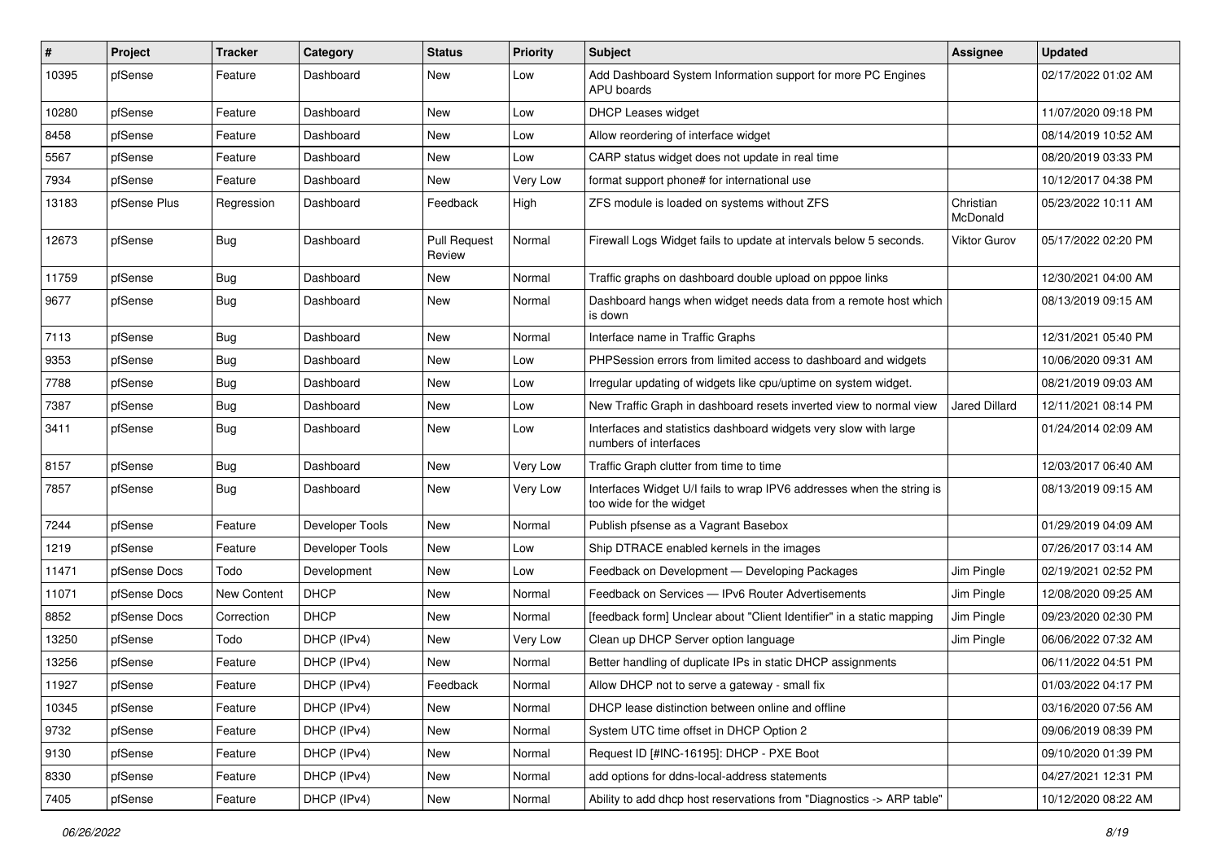| # | Project | Tracker | Category | Status | Priority | Subject | Assignee | Updated |
|---|---|---|---|---|---|---|---|---|
| 10395 | pfSense | Feature | Dashboard | New | Low | Add Dashboard System Information support for more PC Engines APU boards | | 02/17/2022 01:02 AM |
| 10280 | pfSense | Feature | Dashboard | New | Low | DHCP Leases widget | | 11/07/2020 09:18 PM |
| 8458 | pfSense | Feature | Dashboard | New | Low | Allow reordering of interface widget | | 08/14/2019 10:52 AM |
| 5567 | pfSense | Feature | Dashboard | New | Low | CARP status widget does not update in real time | | 08/20/2019 03:33 PM |
| 7934 | pfSense | Feature | Dashboard | New | Very Low | format support phone# for international use | | 10/12/2017 04:38 PM |
| 13183 | pfSense Plus | Regression | Dashboard | Feedback | High | ZFS module is loaded on systems without ZFS | Christian McDonald | 05/23/2022 10:11 AM |
| 12673 | pfSense | Bug | Dashboard | Pull Request Review | Normal | Firewall Logs Widget fails to update at intervals below 5 seconds. | Viktor Gurov | 05/17/2022 02:20 PM |
| 11759 | pfSense | Bug | Dashboard | New | Normal | Traffic graphs on dashboard double upload on pppoe links | | 12/30/2021 04:00 AM |
| 9677 | pfSense | Bug | Dashboard | New | Normal | Dashboard hangs when widget needs data from a remote host which is down | | 08/13/2019 09:15 AM |
| 7113 | pfSense | Bug | Dashboard | New | Normal | Interface name in Traffic Graphs | | 12/31/2021 05:40 PM |
| 9353 | pfSense | Bug | Dashboard | New | Low | PHPSession errors from limited access to dashboard and widgets | | 10/06/2020 09:31 AM |
| 7788 | pfSense | Bug | Dashboard | New | Low | Irregular updating of widgets like cpu/uptime on system widget. | | 08/21/2019 09:03 AM |
| 7387 | pfSense | Bug | Dashboard | New | Low | New Traffic Graph in dashboard resets inverted view to normal view | Jared Dillard | 12/11/2021 08:14 PM |
| 3411 | pfSense | Bug | Dashboard | New | Low | Interfaces and statistics dashboard widgets very slow with large numbers of interfaces | | 01/24/2014 02:09 AM |
| 8157 | pfSense | Bug | Dashboard | New | Very Low | Traffic Graph clutter from time to time | | 12/03/2017 06:40 AM |
| 7857 | pfSense | Bug | Dashboard | New | Very Low | Interfaces Widget U/I fails to wrap IPV6 addresses when the string is too wide for the widget | | 08/13/2019 09:15 AM |
| 7244 | pfSense | Feature | Developer Tools | New | Normal | Publish pfsense as a Vagrant Basebox | | 01/29/2019 04:09 AM |
| 1219 | pfSense | Feature | Developer Tools | New | Low | Ship DTRACE enabled kernels in the images | | 07/26/2017 03:14 AM |
| 11471 | pfSense Docs | Todo | Development | New | Low | Feedback on Development — Developing Packages | Jim Pingle | 02/19/2021 02:52 PM |
| 11071 | pfSense Docs | New Content | DHCP | New | Normal | Feedback on Services — IPv6 Router Advertisements | Jim Pingle | 12/08/2020 09:25 AM |
| 8852 | pfSense Docs | Correction | DHCP | New | Normal | [feedback form] Unclear about "Client Identifier" in a static mapping | Jim Pingle | 09/23/2020 02:30 PM |
| 13250 | pfSense | Todo | DHCP (IPv4) | New | Very Low | Clean up DHCP Server option language | Jim Pingle | 06/06/2022 07:32 AM |
| 13256 | pfSense | Feature | DHCP (IPv4) | New | Normal | Better handling of duplicate IPs in static DHCP assignments | | 06/11/2022 04:51 PM |
| 11927 | pfSense | Feature | DHCP (IPv4) | Feedback | Normal | Allow DHCP not to serve a gateway - small fix | | 01/03/2022 04:17 PM |
| 10345 | pfSense | Feature | DHCP (IPv4) | New | Normal | DHCP lease distinction between online and offline | | 03/16/2020 07:56 AM |
| 9732 | pfSense | Feature | DHCP (IPv4) | New | Normal | System UTC time offset in DHCP Option 2 | | 09/06/2019 08:39 PM |
| 9130 | pfSense | Feature | DHCP (IPv4) | New | Normal | Request ID [#INC-16195]: DHCP - PXE Boot | | 09/10/2020 01:39 PM |
| 8330 | pfSense | Feature | DHCP (IPv4) | New | Normal | add options for ddns-local-address statements | | 04/27/2021 12:31 PM |
| 7405 | pfSense | Feature | DHCP (IPv4) | New | Normal | Ability to add dhcp host reservations from "Diagnostics -> ARP table" | | 10/12/2020 08:22 AM |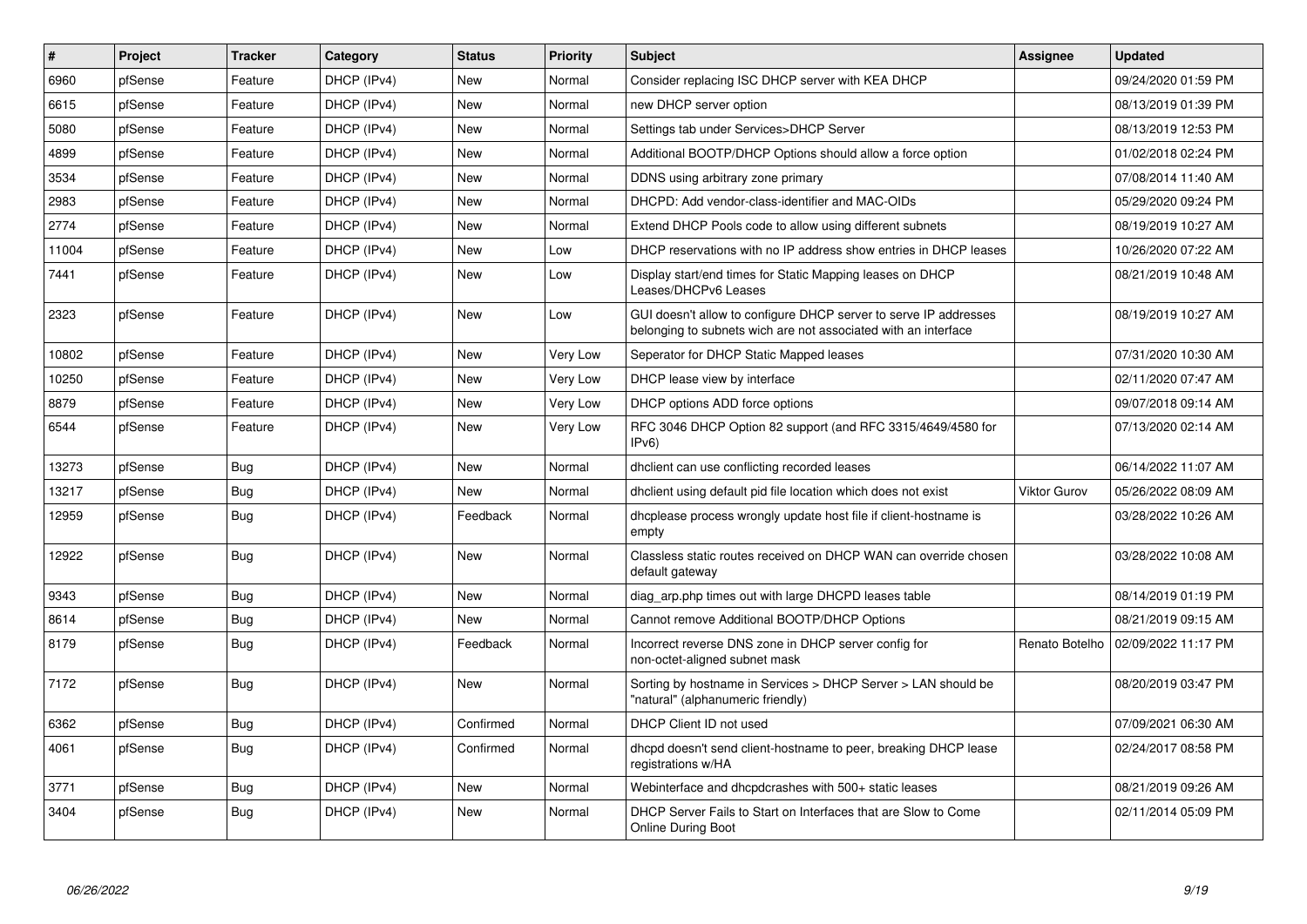| # | Project | Tracker | Category | Status | Priority | Subject | Assignee | Updated |
|---|---|---|---|---|---|---|---|---|
| 6960 | pfSense | Feature | DHCP (IPv4) | New | Normal | Consider replacing ISC DHCP server with KEA DHCP | | 09/24/2020 01:59 PM |
| 6615 | pfSense | Feature | DHCP (IPv4) | New | Normal | new DHCP server option | | 08/13/2019 01:39 PM |
| 5080 | pfSense | Feature | DHCP (IPv4) | New | Normal | Settings tab under Services>DHCP Server | | 08/13/2019 12:53 PM |
| 4899 | pfSense | Feature | DHCP (IPv4) | New | Normal | Additional BOOTP/DHCP Options should allow a force option | | 01/02/2018 02:24 PM |
| 3534 | pfSense | Feature | DHCP (IPv4) | New | Normal | DDNS using arbitrary zone primary | | 07/08/2014 11:40 AM |
| 2983 | pfSense | Feature | DHCP (IPv4) | New | Normal | DHCPD: Add vendor-class-identifier and MAC-OIDs | | 05/29/2020 09:24 PM |
| 2774 | pfSense | Feature | DHCP (IPv4) | New | Normal | Extend DHCP Pools code to allow using different subnets | | 08/19/2019 10:27 AM |
| 11004 | pfSense | Feature | DHCP (IPv4) | New | Low | DHCP reservations with no IP address show entries in DHCP leases | | 10/26/2020 07:22 AM |
| 7441 | pfSense | Feature | DHCP (IPv4) | New | Low | Display start/end times for Static Mapping leases on DHCP Leases/DHCPv6 Leases | | 08/21/2019 10:48 AM |
| 2323 | pfSense | Feature | DHCP (IPv4) | New | Low | GUI doesn't allow to configure DHCP server to serve IP addresses belonging to subnets wich are not associated with an interface | | 08/19/2019 10:27 AM |
| 10802 | pfSense | Feature | DHCP (IPv4) | New | Very Low | Seperator for DHCP Static Mapped leases | | 07/31/2020 10:30 AM |
| 10250 | pfSense | Feature | DHCP (IPv4) | New | Very Low | DHCP lease view by interface | | 02/11/2020 07:47 AM |
| 8879 | pfSense | Feature | DHCP (IPv4) | New | Very Low | DHCP options ADD force options | | 09/07/2018 09:14 AM |
| 6544 | pfSense | Feature | DHCP (IPv4) | New | Very Low | RFC 3046 DHCP Option 82 support (and RFC 3315/4649/4580 for IPv6) | | 07/13/2020 02:14 AM |
| 13273 | pfSense | Bug | DHCP (IPv4) | New | Normal | dhclient can use conflicting recorded leases | | 06/14/2022 11:07 AM |
| 13217 | pfSense | Bug | DHCP (IPv4) | New | Normal | dhclient using default pid file location which does not exist | Viktor Gurov | 05/26/2022 08:09 AM |
| 12959 | pfSense | Bug | DHCP (IPv4) | Feedback | Normal | dhcplease process wrongly update host file if client-hostname is empty | | 03/28/2022 10:26 AM |
| 12922 | pfSense | Bug | DHCP (IPv4) | New | Normal | Classless static routes received on DHCP WAN can override chosen default gateway | | 03/28/2022 10:08 AM |
| 9343 | pfSense | Bug | DHCP (IPv4) | New | Normal | diag_arp.php times out with large DHCPD leases table | | 08/14/2019 01:19 PM |
| 8614 | pfSense | Bug | DHCP (IPv4) | New | Normal | Cannot remove Additional BOOTP/DHCP Options | | 08/21/2019 09:15 AM |
| 8179 | pfSense | Bug | DHCP (IPv4) | Feedback | Normal | Incorrect reverse DNS zone in DHCP server config for non-octet-aligned subnet mask | Renato Botelho | 02/09/2022 11:17 PM |
| 7172 | pfSense | Bug | DHCP (IPv4) | New | Normal | Sorting by hostname in Services > DHCP Server > LAN should be "natural" (alphanumeric friendly) | | 08/20/2019 03:47 PM |
| 6362 | pfSense | Bug | DHCP (IPv4) | Confirmed | Normal | DHCP Client ID not used | | 07/09/2021 06:30 AM |
| 4061 | pfSense | Bug | DHCP (IPv4) | Confirmed | Normal | dhcpd doesn't send client-hostname to peer, breaking DHCP lease registrations w/HA | | 02/24/2017 08:58 PM |
| 3771 | pfSense | Bug | DHCP (IPv4) | New | Normal | Webinterface and dhcpdcrashes with 500+ static leases | | 08/21/2019 09:26 AM |
| 3404 | pfSense | Bug | DHCP (IPv4) | New | Normal | DHCP Server Fails to Start on Interfaces that are Slow to Come Online During Boot | | 02/11/2014 05:09 PM |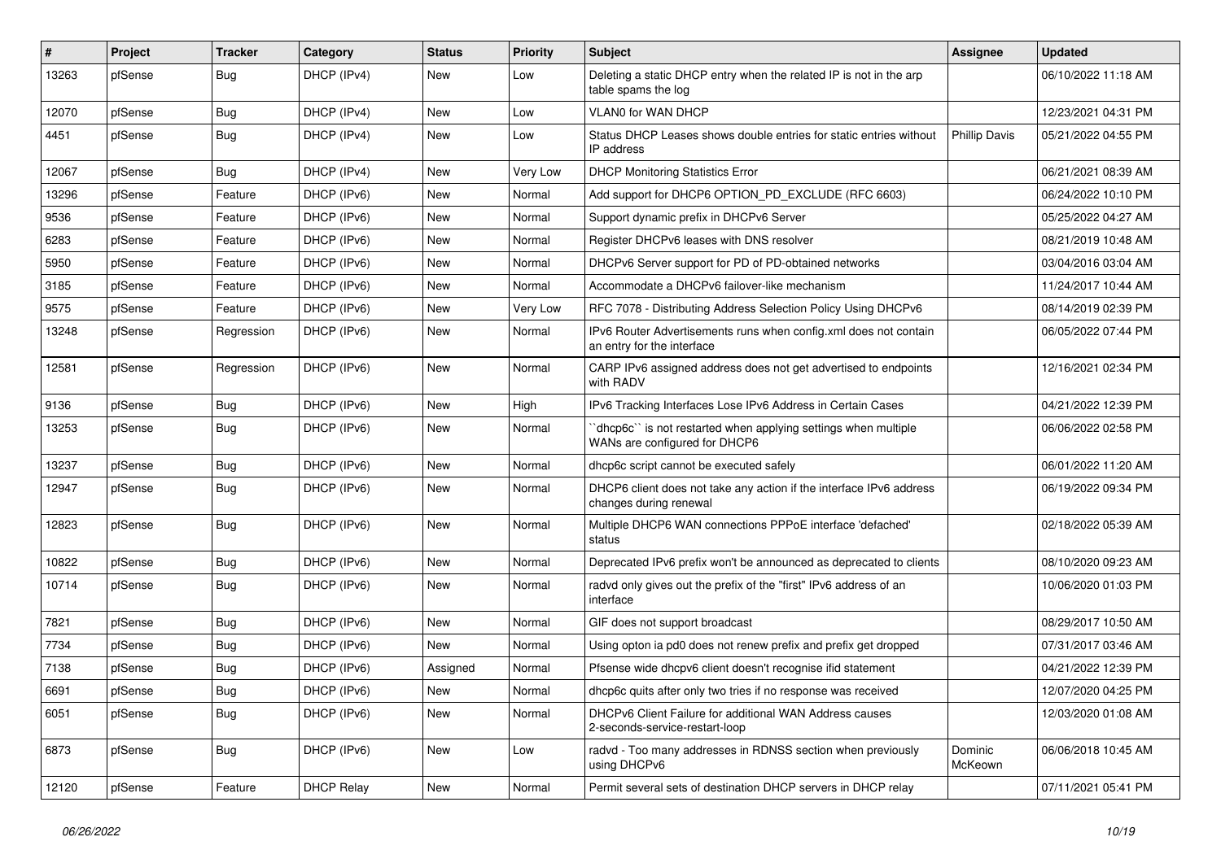| # | Project | Tracker | Category | Status | Priority | Subject | Assignee | Updated |
|---|---|---|---|---|---|---|---|---|
| 13263 | pfSense | Bug | DHCP (IPv4) | New | Low | Deleting a static DHCP entry when the related IP is not in the arp table spams the log | | 06/10/2022 11:18 AM |
| 12070 | pfSense | Bug | DHCP (IPv4) | New | Low | VLAN0 for WAN DHCP | | 12/23/2021 04:31 PM |
| 4451 | pfSense | Bug | DHCP (IPv4) | New | Low | Status DHCP Leases shows double entries for static entries without IP address | Phillip Davis | 05/21/2022 04:55 PM |
| 12067 | pfSense | Bug | DHCP (IPv4) | New | Very Low | DHCP Monitoring Statistics Error | | 06/21/2021 08:39 AM |
| 13296 | pfSense | Feature | DHCP (IPv6) | New | Normal | Add support for DHCP6 OPTION_PD_EXCLUDE (RFC 6603) | | 06/24/2022 10:10 PM |
| 9536 | pfSense | Feature | DHCP (IPv6) | New | Normal | Support dynamic prefix in DHCPv6 Server | | 05/25/2022 04:27 AM |
| 6283 | pfSense | Feature | DHCP (IPv6) | New | Normal | Register DHCPv6 leases with DNS resolver | | 08/21/2019 10:48 AM |
| 5950 | pfSense | Feature | DHCP (IPv6) | New | Normal | DHCPv6 Server support for PD of PD-obtained networks | | 03/04/2016 03:04 AM |
| 3185 | pfSense | Feature | DHCP (IPv6) | New | Normal | Accommodate a DHCPv6 failover-like mechanism | | 11/24/2017 10:44 AM |
| 9575 | pfSense | Feature | DHCP (IPv6) | New | Very Low | RFC 7078 - Distributing Address Selection Policy Using DHCPv6 | | 08/14/2019 02:39 PM |
| 13248 | pfSense | Regression | DHCP (IPv6) | New | Normal | IPv6 Router Advertisements runs when config.xml does not contain an entry for the interface | | 06/05/2022 07:44 PM |
| 12581 | pfSense | Regression | DHCP (IPv6) | New | Normal | CARP IPv6 assigned address does not get advertised to endpoints with RADV | | 12/16/2021 02:34 PM |
| 9136 | pfSense | Bug | DHCP (IPv6) | New | High | IPv6 Tracking Interfaces Lose IPv6 Address in Certain Cases | | 04/21/2022 12:39 PM |
| 13253 | pfSense | Bug | DHCP (IPv6) | New | Normal | ``dhcp6c`` is not restarted when applying settings when multiple WANs are configured for DHCP6 | | 06/06/2022 02:58 PM |
| 13237 | pfSense | Bug | DHCP (IPv6) | New | Normal | dhcp6c script cannot be executed safely | | 06/01/2022 11:20 AM |
| 12947 | pfSense | Bug | DHCP (IPv6) | New | Normal | DHCP6 client does not take any action if the interface IPv6 address changes during renewal | | 06/19/2022 09:34 PM |
| 12823 | pfSense | Bug | DHCP (IPv6) | New | Normal | Multiple DHCP6 WAN connections PPPoE interface 'defached' status | | 02/18/2022 05:39 AM |
| 10822 | pfSense | Bug | DHCP (IPv6) | New | Normal | Deprecated IPv6 prefix won't be announced as deprecated to clients | | 08/10/2020 09:23 AM |
| 10714 | pfSense | Bug | DHCP (IPv6) | New | Normal | radvd only gives out the prefix of the "first" IPv6 address of an interface | | 10/06/2020 01:03 PM |
| 7821 | pfSense | Bug | DHCP (IPv6) | New | Normal | GIF does not support broadcast | | 08/29/2017 10:50 AM |
| 7734 | pfSense | Bug | DHCP (IPv6) | New | Normal | Using opton ia pd0 does not renew prefix and prefix get dropped | | 07/31/2017 03:46 AM |
| 7138 | pfSense | Bug | DHCP (IPv6) | Assigned | Normal | Pfsense wide dhcpv6 client doesn't recognise ifid statement | | 04/21/2022 12:39 PM |
| 6691 | pfSense | Bug | DHCP (IPv6) | New | Normal | dhcp6c quits after only two tries if no response was received | | 12/07/2020 04:25 PM |
| 6051 | pfSense | Bug | DHCP (IPv6) | New | Normal | DHCPv6 Client Failure for additional WAN Address causes 2-seconds-service-restart-loop | | 12/03/2020 01:08 AM |
| 6873 | pfSense | Bug | DHCP (IPv6) | New | Low | radvd - Too many addresses in RDNSS section when previously using DHCPv6 | Dominic McKeown | 06/06/2018 10:45 AM |
| 12120 | pfSense | Feature | DHCP Relay | New | Normal | Permit several sets of destination DHCP servers in DHCP relay | | 07/11/2021 05:41 PM |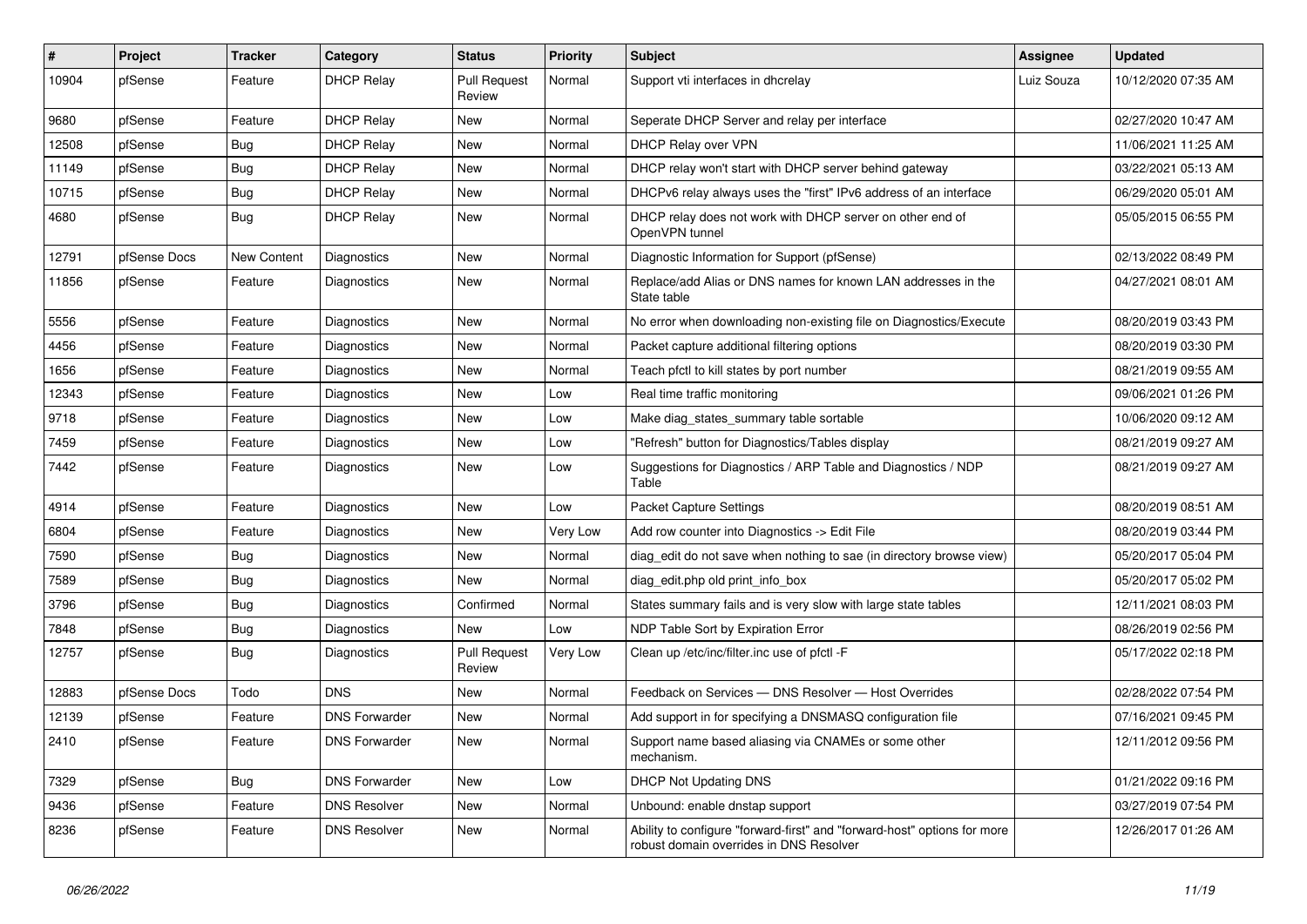| # | Project | Tracker | Category | Status | Priority | Subject | Assignee | Updated |
|---|---|---|---|---|---|---|---|---|
| 10904 | pfSense | Feature | DHCP Relay | Pull Request Review | Normal | Support vti interfaces in dhcrelay | Luiz Souza | 10/12/2020 07:35 AM |
| 9680 | pfSense | Feature | DHCP Relay | New | Normal | Seperate DHCP Server and relay per interface | | 02/27/2020 10:47 AM |
| 12508 | pfSense | Bug | DHCP Relay | New | Normal | DHCP Relay over VPN | | 11/06/2021 11:25 AM |
| 11149 | pfSense | Bug | DHCP Relay | New | Normal | DHCP relay won't start with DHCP server behind gateway | | 03/22/2021 05:13 AM |
| 10715 | pfSense | Bug | DHCP Relay | New | Normal | DHCPv6 relay always uses the "first" IPv6 address of an interface | | 06/29/2020 05:01 AM |
| 4680 | pfSense | Bug | DHCP Relay | New | Normal | DHCP relay does not work with DHCP server on other end of OpenVPN tunnel | | 05/05/2015 06:55 PM |
| 12791 | pfSense Docs | New Content | Diagnostics | New | Normal | Diagnostic Information for Support (pfSense) | | 02/13/2022 08:49 PM |
| 11856 | pfSense | Feature | Diagnostics | New | Normal | Replace/add Alias or DNS names for known LAN addresses in the State table | | 04/27/2021 08:01 AM |
| 5556 | pfSense | Feature | Diagnostics | New | Normal | No error when downloading non-existing file on Diagnostics/Execute | | 08/20/2019 03:43 PM |
| 4456 | pfSense | Feature | Diagnostics | New | Normal | Packet capture additional filtering options | | 08/20/2019 03:30 PM |
| 1656 | pfSense | Feature | Diagnostics | New | Normal | Teach pfctl to kill states by port number | | 08/21/2019 09:55 AM |
| 12343 | pfSense | Feature | Diagnostics | New | Low | Real time traffic monitoring | | 09/06/2021 01:26 PM |
| 9718 | pfSense | Feature | Diagnostics | New | Low | Make diag_states_summary table sortable | | 10/06/2020 09:12 AM |
| 7459 | pfSense | Feature | Diagnostics | New | Low | "Refresh" button for Diagnostics/Tables display | | 08/21/2019 09:27 AM |
| 7442 | pfSense | Feature | Diagnostics | New | Low | Suggestions for Diagnostics / ARP Table and Diagnostics / NDP Table | | 08/21/2019 09:27 AM |
| 4914 | pfSense | Feature | Diagnostics | New | Low | Packet Capture Settings | | 08/20/2019 08:51 AM |
| 6804 | pfSense | Feature | Diagnostics | New | Very Low | Add row counter into Diagnostics -> Edit File | | 08/20/2019 03:44 PM |
| 7590 | pfSense | Bug | Diagnostics | New | Normal | diag_edit do not save when nothing to sae (in directory browse view) | | 05/20/2017 05:04 PM |
| 7589 | pfSense | Bug | Diagnostics | New | Normal | diag_edit.php old print_info_box | | 05/20/2017 05:02 PM |
| 3796 | pfSense | Bug | Diagnostics | Confirmed | Normal | States summary fails and is very slow with large state tables | | 12/11/2021 08:03 PM |
| 7848 | pfSense | Bug | Diagnostics | New | Low | NDP Table Sort by Expiration Error | | 08/26/2019 02:56 PM |
| 12757 | pfSense | Bug | Diagnostics | Pull Request Review | Very Low | Clean up /etc/inc/filter.inc use of pfctl -F | | 05/17/2022 02:18 PM |
| 12883 | pfSense Docs | Todo | DNS | New | Normal | Feedback on Services — DNS Resolver — Host Overrides | | 02/28/2022 07:54 PM |
| 12139 | pfSense | Feature | DNS Forwarder | New | Normal | Add support in for specifying a DNSMASQ configuration file | | 07/16/2021 09:45 PM |
| 2410 | pfSense | Feature | DNS Forwarder | New | Normal | Support name based aliasing via CNAMEs or some other mechanism. | | 12/11/2012 09:56 PM |
| 7329 | pfSense | Bug | DNS Forwarder | New | Low | DHCP Not Updating DNS | | 01/21/2022 09:16 PM |
| 9436 | pfSense | Feature | DNS Resolver | New | Normal | Unbound: enable dnstap support | | 03/27/2019 07:54 PM |
| 8236 | pfSense | Feature | DNS Resolver | New | Normal | Ability to configure "forward-first" and "forward-host" options for more robust domain overrides in DNS Resolver | | 12/26/2017 01:26 AM |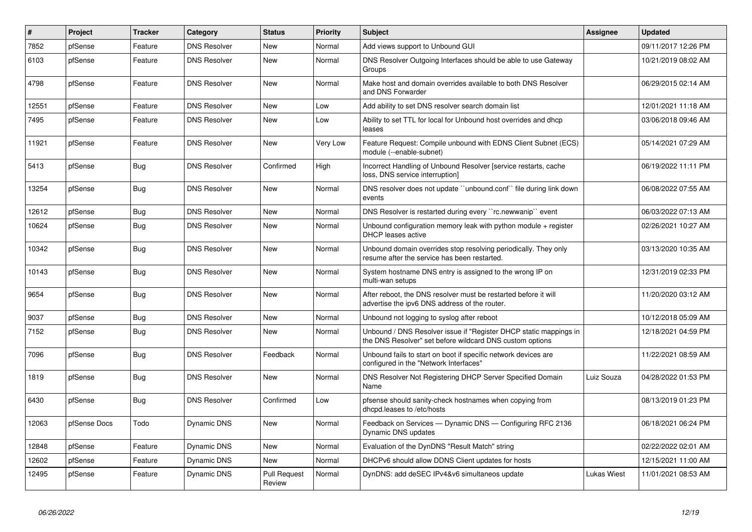| # | Project | Tracker | Category | Status | Priority | Subject | Assignee | Updated |
|---|---|---|---|---|---|---|---|---|
| 7852 | pfSense | Feature | DNS Resolver | New | Normal | Add views support to Unbound GUI | | 09/11/2017 12:26 PM |
| 6103 | pfSense | Feature | DNS Resolver | New | Normal | DNS Resolver Outgoing Interfaces should be able to use Gateway Groups | | 10/21/2019 08:02 AM |
| 4798 | pfSense | Feature | DNS Resolver | New | Normal | Make host and domain overrides available to both DNS Resolver and DNS Forwarder | | 06/29/2015 02:14 AM |
| 12551 | pfSense | Feature | DNS Resolver | New | Low | Add ability to set DNS resolver search domain list | | 12/01/2021 11:18 AM |
| 7495 | pfSense | Feature | DNS Resolver | New | Low | Ability to set TTL for local for Unbound host overrides and dhcp leases | | 03/06/2018 09:46 AM |
| 11921 | pfSense | Feature | DNS Resolver | New | Very Low | Feature Request: Compile unbound with EDNS Client Subnet (ECS) module (--enable-subnet) | | 05/14/2021 07:29 AM |
| 5413 | pfSense | Bug | DNS Resolver | Confirmed | High | Incorrect Handling of Unbound Resolver [service restarts, cache loss, DNS service interruption] | | 06/19/2022 11:11 PM |
| 13254 | pfSense | Bug | DNS Resolver | New | Normal | DNS resolver does not update ``unbound.conf`` file during link down events | | 06/08/2022 07:55 AM |
| 12612 | pfSense | Bug | DNS Resolver | New | Normal | DNS Resolver is restarted during every ``rc.newwanip`` event | | 06/03/2022 07:13 AM |
| 10624 | pfSense | Bug | DNS Resolver | New | Normal | Unbound configuration memory leak with python module + register DHCP leases active | | 02/26/2021 10:27 AM |
| 10342 | pfSense | Bug | DNS Resolver | New | Normal | Unbound domain overrides stop resolving periodically. They only resume after the service has been restarted. | | 03/13/2020 10:35 AM |
| 10143 | pfSense | Bug | DNS Resolver | New | Normal | System hostname DNS entry is assigned to the wrong IP on multi-wan setups | | 12/31/2019 02:33 PM |
| 9654 | pfSense | Bug | DNS Resolver | New | Normal | After reboot, the DNS resolver must be restarted before it will advertise the ipv6 DNS address of the router. | | 11/20/2020 03:12 AM |
| 9037 | pfSense | Bug | DNS Resolver | New | Normal | Unbound not logging to syslog after reboot | | 10/12/2018 05:09 AM |
| 7152 | pfSense | Bug | DNS Resolver | New | Normal | Unbound / DNS Resolver issue if "Register DHCP static mappings in the DNS Resolver" set before wildcard DNS custom options | | 12/18/2021 04:59 PM |
| 7096 | pfSense | Bug | DNS Resolver | Feedback | Normal | Unbound fails to start on boot if specific network devices are configured in the "Network Interfaces" | | 11/22/2021 08:59 AM |
| 1819 | pfSense | Bug | DNS Resolver | New | Normal | DNS Resolver Not Registering DHCP Server Specified Domain Name | Luiz Souza | 04/28/2022 01:53 PM |
| 6430 | pfSense | Bug | DNS Resolver | Confirmed | Low | pfsense should sanity-check hostnames when copying from dhcpd.leases to /etc/hosts | | 08/13/2019 01:23 PM |
| 12063 | pfSense Docs | Todo | Dynamic DNS | New | Normal | Feedback on Services — Dynamic DNS — Configuring RFC 2136 Dynamic DNS updates | | 06/18/2021 06:24 PM |
| 12848 | pfSense | Feature | Dynamic DNS | New | Normal | Evaluation of the DynDNS "Result Match" string | | 02/22/2022 02:01 AM |
| 12602 | pfSense | Feature | Dynamic DNS | New | Normal | DHCPv6 should allow DDNS Client updates for hosts | | 12/15/2021 11:00 AM |
| 12495 | pfSense | Feature | Dynamic DNS | Pull Request Review | Normal | DynDNS: add deSEC IPv4&v6 simultaneos update | Lukas Wiest | 11/01/2021 08:53 AM |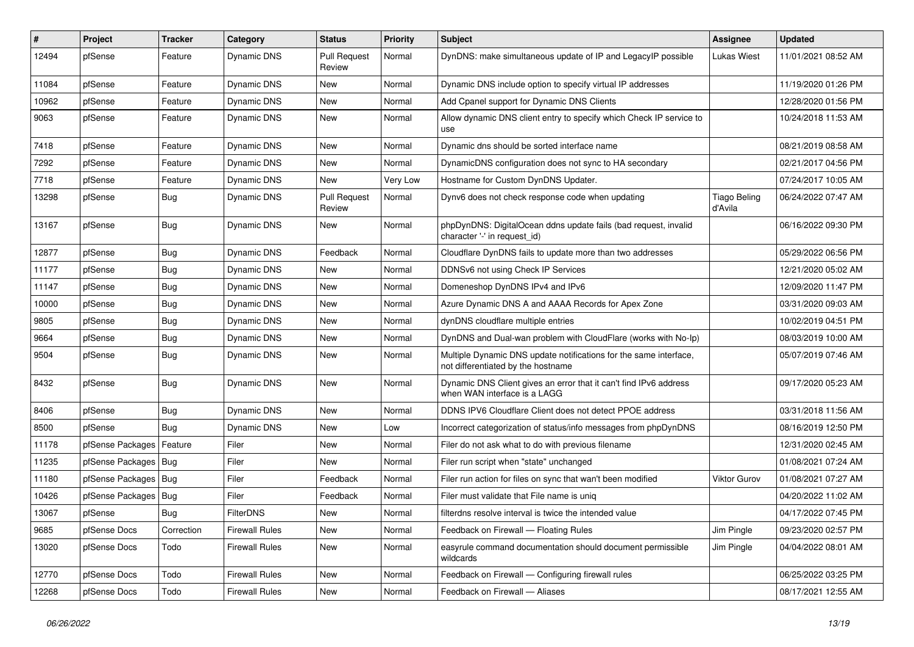| # | Project | Tracker | Category | Status | Priority | Subject | Assignee | Updated |
|---|---|---|---|---|---|---|---|---|
| 12494 | pfSense | Feature | Dynamic DNS | Pull Request Review | Normal | DynDNS: make simultaneous update of IP and LegacyIP possible | Lukas Wiest | 11/01/2021 08:52 AM |
| 11084 | pfSense | Feature | Dynamic DNS | New | Normal | Dynamic DNS include option to specify virtual IP addresses | | 11/19/2020 01:26 PM |
| 10962 | pfSense | Feature | Dynamic DNS | New | Normal | Add Cpanel support for Dynamic DNS Clients | | 12/28/2020 01:56 PM |
| 9063 | pfSense | Feature | Dynamic DNS | New | Normal | Allow dynamic DNS client entry to specify which Check IP service to use | | 10/24/2018 11:53 AM |
| 7418 | pfSense | Feature | Dynamic DNS | New | Normal | Dynamic dns should be sorted interface name | | 08/21/2019 08:58 AM |
| 7292 | pfSense | Feature | Dynamic DNS | New | Normal | DynamicDNS configuration does not sync to HA secondary | | 02/21/2017 04:56 PM |
| 7718 | pfSense | Feature | Dynamic DNS | New | Very Low | Hostname for Custom DynDNS Updater. | | 07/24/2017 10:05 AM |
| 13298 | pfSense | Bug | Dynamic DNS | Pull Request Review | Normal | Dynv6 does not check response code when updating | Tiago Beling d'Avila | 06/24/2022 07:47 AM |
| 13167 | pfSense | Bug | Dynamic DNS | New | Normal | phpDynDNS: DigitalOcean ddns update fails (bad request, invalid character '-' in request_id) | | 06/16/2022 09:30 PM |
| 12877 | pfSense | Bug | Dynamic DNS | Feedback | Normal | Cloudflare DynDNS fails to update more than two addresses | | 05/29/2022 06:56 PM |
| 11177 | pfSense | Bug | Dynamic DNS | New | Normal | DDNSv6 not using Check IP Services | | 12/21/2020 05:02 AM |
| 11147 | pfSense | Bug | Dynamic DNS | New | Normal | Domeneshop DynDNS IPv4 and IPv6 | | 12/09/2020 11:47 PM |
| 10000 | pfSense | Bug | Dynamic DNS | New | Normal | Azure Dynamic DNS A and AAAA Records for Apex Zone | | 03/31/2020 09:03 AM |
| 9805 | pfSense | Bug | Dynamic DNS | New | Normal | dynDNS cloudflare multiple entries | | 10/02/2019 04:51 PM |
| 9664 | pfSense | Bug | Dynamic DNS | New | Normal | DynDNS and Dual-wan problem with CloudFlare (works with No-Ip) | | 08/03/2019 10:00 AM |
| 9504 | pfSense | Bug | Dynamic DNS | New | Normal | Multiple Dynamic DNS update notifications for the same interface, not differentiated by the hostname | | 05/07/2019 07:46 AM |
| 8432 | pfSense | Bug | Dynamic DNS | New | Normal | Dynamic DNS Client gives an error that it can't find IPv6 address when WAN interface is a LAGG | | 09/17/2020 05:23 AM |
| 8406 | pfSense | Bug | Dynamic DNS | New | Normal | DDNS IPV6 Cloudflare Client does not detect PPOE address | | 03/31/2018 11:56 AM |
| 8500 | pfSense | Bug | Dynamic DNS | New | Low | Incorrect categorization of status/info messages from phpDynDNS | | 08/16/2019 12:50 PM |
| 11178 | pfSense Packages | Feature | Filer | New | Normal | Filer do not ask what to do with previous filename | | 12/31/2020 02:45 AM |
| 11235 | pfSense Packages | Bug | Filer | New | Normal | Filer run script when "state" unchanged | | 01/08/2021 07:24 AM |
| 11180 | pfSense Packages | Bug | Filer | Feedback | Normal | Filer run action for files on sync that wan't been modified | Viktor Gurov | 01/08/2021 07:27 AM |
| 10426 | pfSense Packages | Bug | Filer | Feedback | Normal | Filer must validate that File name is uniq | | 04/20/2022 11:02 AM |
| 13067 | pfSense | Bug | FilterDNS | New | Normal | filterdns resolve interval is twice the intended value | | 04/17/2022 07:45 PM |
| 9685 | pfSense Docs | Correction | Firewall Rules | New | Normal | Feedback on Firewall — Floating Rules | Jim Pingle | 09/23/2020 02:57 PM |
| 13020 | pfSense Docs | Todo | Firewall Rules | New | Normal | easyrule command documentation should document permissible wildcards | Jim Pingle | 04/04/2022 08:01 AM |
| 12770 | pfSense Docs | Todo | Firewall Rules | New | Normal | Feedback on Firewall — Configuring firewall rules | | 06/25/2022 03:25 PM |
| 12268 | pfSense Docs | Todo | Firewall Rules | New | Normal | Feedback on Firewall — Aliases | | 08/17/2021 12:55 AM |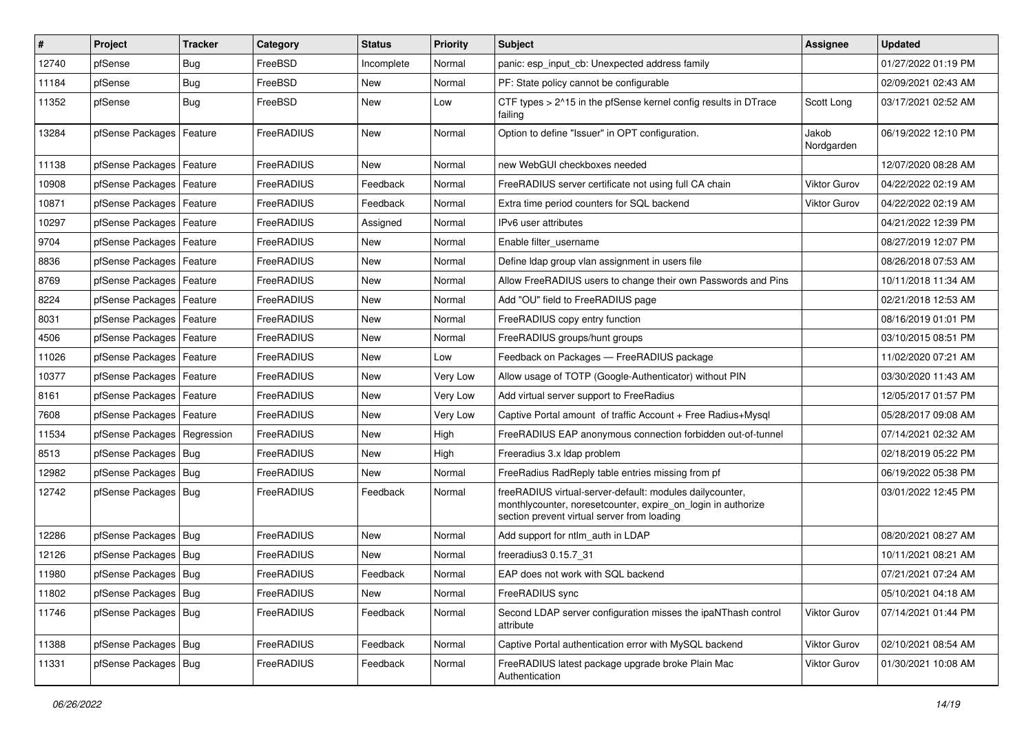| # | Project | Tracker | Category | Status | Priority | Subject | Assignee | Updated |
|---|---|---|---|---|---|---|---|---|
| 12740 | pfSense | Bug | FreeBSD | Incomplete | Normal | panic: esp_input_cb: Unexpected address family | | 01/27/2022 01:19 PM |
| 11184 | pfSense | Bug | FreeBSD | New | Normal | PF: State policy cannot be configurable | | 02/09/2021 02:43 AM |
| 11352 | pfSense | Bug | FreeBSD | New | Low | CTF types > 2^15 in the pfSense kernel config results in DTrace failing | Scott Long | 03/17/2021 02:52 AM |
| 13284 | pfSense Packages | Feature | FreeRADIUS | New | Normal | Option to define "Issuer" in OPT configuration. | Jakob Nordgarden | 06/19/2022 12:10 PM |
| 11138 | pfSense Packages | Feature | FreeRADIUS | New | Normal | new WebGUI checkboxes needed | | 12/07/2020 08:28 AM |
| 10908 | pfSense Packages | Feature | FreeRADIUS | Feedback | Normal | FreeRADIUS server certificate not using full CA chain | Viktor Gurov | 04/22/2022 02:19 AM |
| 10871 | pfSense Packages | Feature | FreeRADIUS | Feedback | Normal | Extra time period counters for SQL backend | Viktor Gurov | 04/22/2022 02:19 AM |
| 10297 | pfSense Packages | Feature | FreeRADIUS | Assigned | Normal | IPv6 user attributes | | 04/21/2022 12:39 PM |
| 9704 | pfSense Packages | Feature | FreeRADIUS | New | Normal | Enable filter_username | | 08/27/2019 12:07 PM |
| 8836 | pfSense Packages | Feature | FreeRADIUS | New | Normal | Define ldap group vlan assignment in users file | | 08/26/2018 07:53 AM |
| 8769 | pfSense Packages | Feature | FreeRADIUS | New | Normal | Allow FreeRADIUS users to change their own Passwords and Pins | | 10/11/2018 11:34 AM |
| 8224 | pfSense Packages | Feature | FreeRADIUS | New | Normal | Add "OU" field to FreeRADIUS page | | 02/21/2018 12:53 AM |
| 8031 | pfSense Packages | Feature | FreeRADIUS | New | Normal | FreeRADIUS copy entry function | | 08/16/2019 01:01 PM |
| 4506 | pfSense Packages | Feature | FreeRADIUS | New | Normal | FreeRADIUS groups/hunt groups | | 03/10/2015 08:51 PM |
| 11026 | pfSense Packages | Feature | FreeRADIUS | New | Low | Feedback on Packages — FreeRADIUS package | | 11/02/2020 07:21 AM |
| 10377 | pfSense Packages | Feature | FreeRADIUS | New | Very Low | Allow usage of TOTP (Google-Authenticator) without PIN | | 03/30/2020 11:43 AM |
| 8161 | pfSense Packages | Feature | FreeRADIUS | New | Very Low | Add virtual server support to FreeRadius | | 12/05/2017 01:57 PM |
| 7608 | pfSense Packages | Feature | FreeRADIUS | New | Very Low | Captive Portal amount of traffic Account + Free Radius+Mysql | | 05/28/2017 09:08 AM |
| 11534 | pfSense Packages | Regression | FreeRADIUS | New | High | FreeRADIUS EAP anonymous connection forbidden out-of-tunnel | | 07/14/2021 02:32 AM |
| 8513 | pfSense Packages | Bug | FreeRADIUS | New | High | Freeradius 3.x ldap problem | | 02/18/2019 05:22 PM |
| 12982 | pfSense Packages | Bug | FreeRADIUS | New | Normal | FreeRadius RadReply table entries missing from pf | | 06/19/2022 05:38 PM |
| 12742 | pfSense Packages | Bug | FreeRADIUS | Feedback | Normal | freeRADIUS virtual-server-default: modules dailycounter, monthlycounter, noresetcounter, expire_on_login in authorize section prevent virtual server from loading | | 03/01/2022 12:45 PM |
| 12286 | pfSense Packages | Bug | FreeRADIUS | New | Normal | Add support for ntlm_auth in LDAP | | 08/20/2021 08:27 AM |
| 12126 | pfSense Packages | Bug | FreeRADIUS | New | Normal | freeradius3 0.15.7_31 | | 10/11/2021 08:21 AM |
| 11980 | pfSense Packages | Bug | FreeRADIUS | Feedback | Normal | EAP does not work with SQL backend | | 07/21/2021 07:24 AM |
| 11802 | pfSense Packages | Bug | FreeRADIUS | New | Normal | FreeRADIUS sync | | 05/10/2021 04:18 AM |
| 11746 | pfSense Packages | Bug | FreeRADIUS | Feedback | Normal | Second LDAP server configuration misses the ipaNThash control attribute | Viktor Gurov | 07/14/2021 01:44 PM |
| 11388 | pfSense Packages | Bug | FreeRADIUS | Feedback | Normal | Captive Portal authentication error with MySQL backend | Viktor Gurov | 02/10/2021 08:54 AM |
| 11331 | pfSense Packages | Bug | FreeRADIUS | Feedback | Normal | FreeRADIUS latest package upgrade broke Plain Mac Authentication | Viktor Gurov | 01/30/2021 10:08 AM |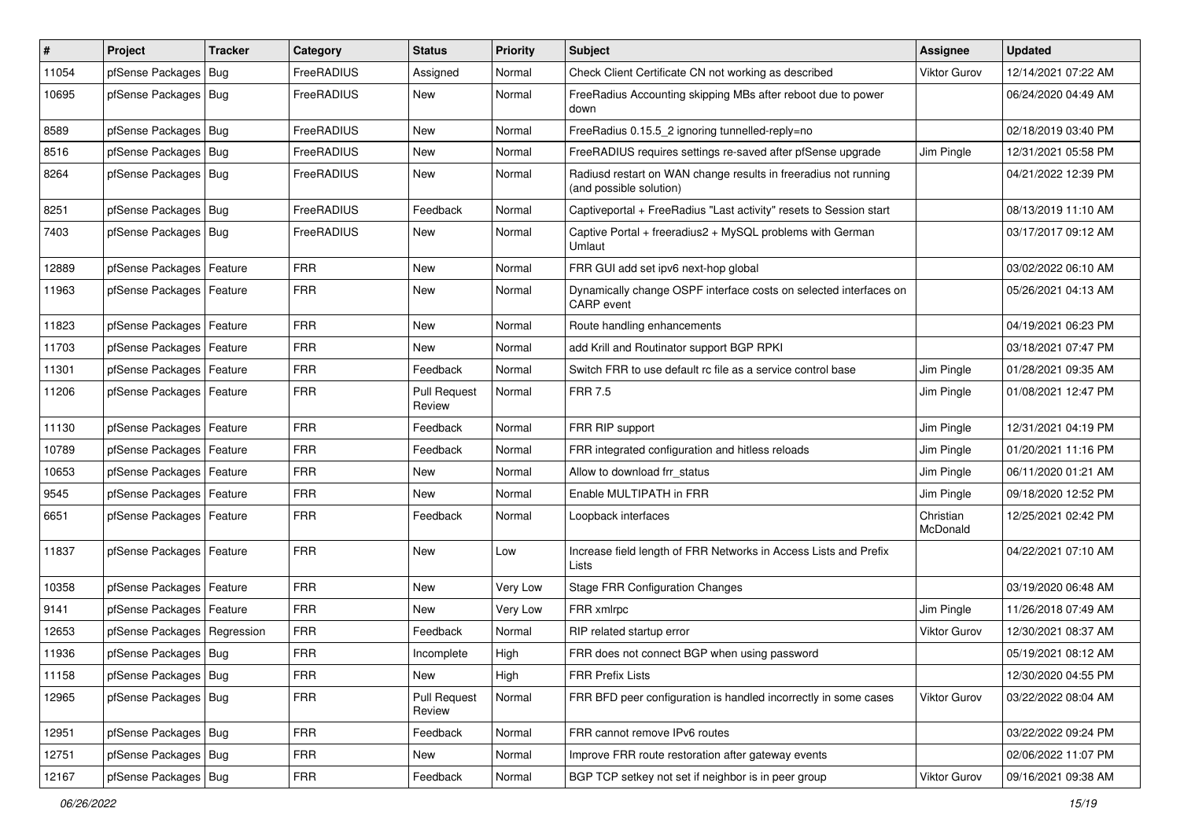| # | Project | Tracker | Category | Status | Priority | Subject | Assignee | Updated |
|---|---|---|---|---|---|---|---|---|
| 11054 | pfSense Packages | Bug | FreeRADIUS | Assigned | Normal | Check Client Certificate CN not working as described | Viktor Gurov | 12/14/2021 07:22 AM |
| 10695 | pfSense Packages | Bug | FreeRADIUS | New | Normal | FreeRadius Accounting skipping MBs after reboot due to power down | | 06/24/2020 04:49 AM |
| 8589 | pfSense Packages | Bug | FreeRADIUS | New | Normal | FreeRadius 0.15.5_2 ignoring tunnelled-reply=no | | 02/18/2019 03:40 PM |
| 8516 | pfSense Packages | Bug | FreeRADIUS | New | Normal | FreeRADIUS requires settings re-saved after pfSense upgrade | Jim Pingle | 12/31/2021 05:58 PM |
| 8264 | pfSense Packages | Bug | FreeRADIUS | New | Normal | Radiusd restart on WAN change results in freeradius not running (and possible solution) | | 04/21/2022 12:39 PM |
| 8251 | pfSense Packages | Bug | FreeRADIUS | Feedback | Normal | Captiveportal + FreeRadius "Last activity" resets to Session start | | 08/13/2019 11:10 AM |
| 7403 | pfSense Packages | Bug | FreeRADIUS | New | Normal | Captive Portal + freeradius2 + MySQL problems with German Umlaut | | 03/17/2017 09:12 AM |
| 12889 | pfSense Packages | Feature | FRR | New | Normal | FRR GUI add set ipv6 next-hop global | | 03/02/2022 06:10 AM |
| 11963 | pfSense Packages | Feature | FRR | New | Normal | Dynamically change OSPF interface costs on selected interfaces on CARP event | | 05/26/2021 04:13 AM |
| 11823 | pfSense Packages | Feature | FRR | New | Normal | Route handling enhancements | | 04/19/2021 06:23 PM |
| 11703 | pfSense Packages | Feature | FRR | New | Normal | add Krill and Routinator support BGP RPKI | | 03/18/2021 07:47 PM |
| 11301 | pfSense Packages | Feature | FRR | Feedback | Normal | Switch FRR to use default rc file as a service control base | Jim Pingle | 01/28/2021 09:35 AM |
| 11206 | pfSense Packages | Feature | FRR | Pull Request Review | Normal | FRR 7.5 | Jim Pingle | 01/08/2021 12:47 PM |
| 11130 | pfSense Packages | Feature | FRR | Feedback | Normal | FRR RIP support | Jim Pingle | 12/31/2021 04:19 PM |
| 10789 | pfSense Packages | Feature | FRR | Feedback | Normal | FRR integrated configuration and hitless reloads | Jim Pingle | 01/20/2021 11:16 PM |
| 10653 | pfSense Packages | Feature | FRR | New | Normal | Allow to download frr_status | Jim Pingle | 06/11/2020 01:21 AM |
| 9545 | pfSense Packages | Feature | FRR | New | Normal | Enable MULTIPATH in FRR | Jim Pingle | 09/18/2020 12:52 PM |
| 6651 | pfSense Packages | Feature | FRR | Feedback | Normal | Loopback interfaces | Christian McDonald | 12/25/2021 02:42 PM |
| 11837 | pfSense Packages | Feature | FRR | New | Low | Increase field length of FRR Networks in Access Lists and Prefix Lists | | 04/22/2021 07:10 AM |
| 10358 | pfSense Packages | Feature | FRR | New | Very Low | Stage FRR Configuration Changes | | 03/19/2020 06:48 AM |
| 9141 | pfSense Packages | Feature | FRR | New | Very Low | FRR xmlrpc | Jim Pingle | 11/26/2018 07:49 AM |
| 12653 | pfSense Packages | Regression | FRR | Feedback | Normal | RIP related startup error | Viktor Gurov | 12/30/2021 08:37 AM |
| 11936 | pfSense Packages | Bug | FRR | Incomplete | High | FRR does not connect BGP when using password | | 05/19/2021 08:12 AM |
| 11158 | pfSense Packages | Bug | FRR | New | High | FRR Prefix Lists | | 12/30/2020 04:55 PM |
| 12965 | pfSense Packages | Bug | FRR | Pull Request Review | Normal | FRR BFD peer configuration is handled incorrectly in some cases | Viktor Gurov | 03/22/2022 08:04 AM |
| 12951 | pfSense Packages | Bug | FRR | Feedback | Normal | FRR cannot remove IPv6 routes | | 03/22/2022 09:24 PM |
| 12751 | pfSense Packages | Bug | FRR | New | Normal | Improve FRR route restoration after gateway events | | 02/06/2022 11:07 PM |
| 12167 | pfSense Packages | Bug | FRR | Feedback | Normal | BGP TCP setkey not set if neighbor is in peer group | Viktor Gurov | 09/16/2021 09:38 AM |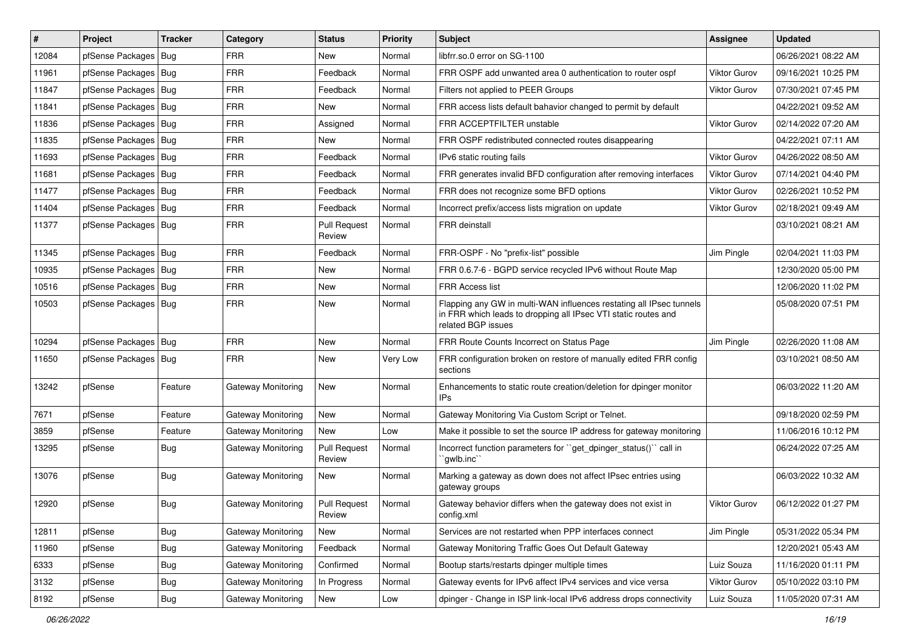| # | Project | Tracker | Category | Status | Priority | Subject | Assignee | Updated |
|---|---|---|---|---|---|---|---|---|
| 12084 | pfSense Packages | Bug | FRR | New | Normal | libfrr.so.0 error on SG-1100 | | 06/26/2021 08:22 AM |
| 11961 | pfSense Packages | Bug | FRR | Feedback | Normal | FRR OSPF add unwanted area 0 authentication to router ospf | Viktor Gurov | 09/16/2021 10:25 PM |
| 11847 | pfSense Packages | Bug | FRR | Feedback | Normal | Filters not applied to PEER Groups | Viktor Gurov | 07/30/2021 07:45 PM |
| 11841 | pfSense Packages | Bug | FRR | New | Normal | FRR access lists default bahavior changed to permit by default | | 04/22/2021 09:52 AM |
| 11836 | pfSense Packages | Bug | FRR | Assigned | Normal | FRR ACCEPTFILTER unstable | Viktor Gurov | 02/14/2022 07:20 AM |
| 11835 | pfSense Packages | Bug | FRR | New | Normal | FRR OSPF redistributed connected routes disappearing | | 04/22/2021 07:11 AM |
| 11693 | pfSense Packages | Bug | FRR | Feedback | Normal | IPv6 static routing fails | Viktor Gurov | 04/26/2022 08:50 AM |
| 11681 | pfSense Packages | Bug | FRR | Feedback | Normal | FRR generates invalid BFD configuration after removing interfaces | Viktor Gurov | 07/14/2021 04:40 PM |
| 11477 | pfSense Packages | Bug | FRR | Feedback | Normal | FRR does not recognize some BFD options | Viktor Gurov | 02/26/2021 10:52 PM |
| 11404 | pfSense Packages | Bug | FRR | Feedback | Normal | Incorrect prefix/access lists migration on update | Viktor Gurov | 02/18/2021 09:49 AM |
| 11377 | pfSense Packages | Bug | FRR | Pull Request Review | Normal | FRR deinstall | | 03/10/2021 08:21 AM |
| 11345 | pfSense Packages | Bug | FRR | Feedback | Normal | FRR-OSPF - No "prefix-list" possible | Jim Pingle | 02/04/2021 11:03 PM |
| 10935 | pfSense Packages | Bug | FRR | New | Normal | FRR 0.6.7-6 - BGPD service recycled IPv6 without Route Map | | 12/30/2020 05:00 PM |
| 10516 | pfSense Packages | Bug | FRR | New | Normal | FRR Access list | | 12/06/2020 11:02 PM |
| 10503 | pfSense Packages | Bug | FRR | New | Normal | Flapping any GW in multi-WAN influences restating all IPsec tunnels in FRR which leads to dropping all IPsec VTI static routes and related BGP issues | | 05/08/2020 07:51 PM |
| 10294 | pfSense Packages | Bug | FRR | New | Normal | FRR Route Counts Incorrect on Status Page | Jim Pingle | 02/26/2020 11:08 AM |
| 11650 | pfSense Packages | Bug | FRR | New | Very Low | FRR configuration broken on restore of manually edited FRR config sections | | 03/10/2021 08:50 AM |
| 13242 | pfSense | Feature | Gateway Monitoring | New | Normal | Enhancements to static route creation/deletion for dpinger monitor IPs | | 06/03/2022 11:20 AM |
| 7671 | pfSense | Feature | Gateway Monitoring | New | Normal | Gateway Monitoring Via Custom Script or Telnet. | | 09/18/2020 02:59 PM |
| 3859 | pfSense | Feature | Gateway Monitoring | New | Low | Make it possible to set the source IP address for gateway monitoring | | 11/06/2016 10:12 PM |
| 13295 | pfSense | Bug | Gateway Monitoring | Pull Request Review | Normal | Incorrect function parameters for ``get_dpinger_status()`` call in ``gwlb.inc`` | | 06/24/2022 07:25 AM |
| 13076 | pfSense | Bug | Gateway Monitoring | New | Normal | Marking a gateway as down does not affect IPsec entries using gateway groups | | 06/03/2022 10:32 AM |
| 12920 | pfSense | Bug | Gateway Monitoring | Pull Request Review | Normal | Gateway behavior differs when the gateway does not exist in config.xml | Viktor Gurov | 06/12/2022 01:27 PM |
| 12811 | pfSense | Bug | Gateway Monitoring | New | Normal | Services are not restarted when PPP interfaces connect | Jim Pingle | 05/31/2022 05:34 PM |
| 11960 | pfSense | Bug | Gateway Monitoring | Feedback | Normal | Gateway Monitoring Traffic Goes Out Default Gateway | | 12/20/2021 05:43 AM |
| 6333 | pfSense | Bug | Gateway Monitoring | Confirmed | Normal | Bootup starts/restarts dpinger multiple times | Luiz Souza | 11/16/2020 01:11 PM |
| 3132 | pfSense | Bug | Gateway Monitoring | In Progress | Normal | Gateway events for IPv6 affect IPv4 services and vice versa | Viktor Gurov | 05/10/2022 03:10 PM |
| 8192 | pfSense | Bug | Gateway Monitoring | New | Low | dpinger - Change in ISP link-local IPv6 address drops connectivity | Luiz Souza | 11/05/2020 07:31 AM |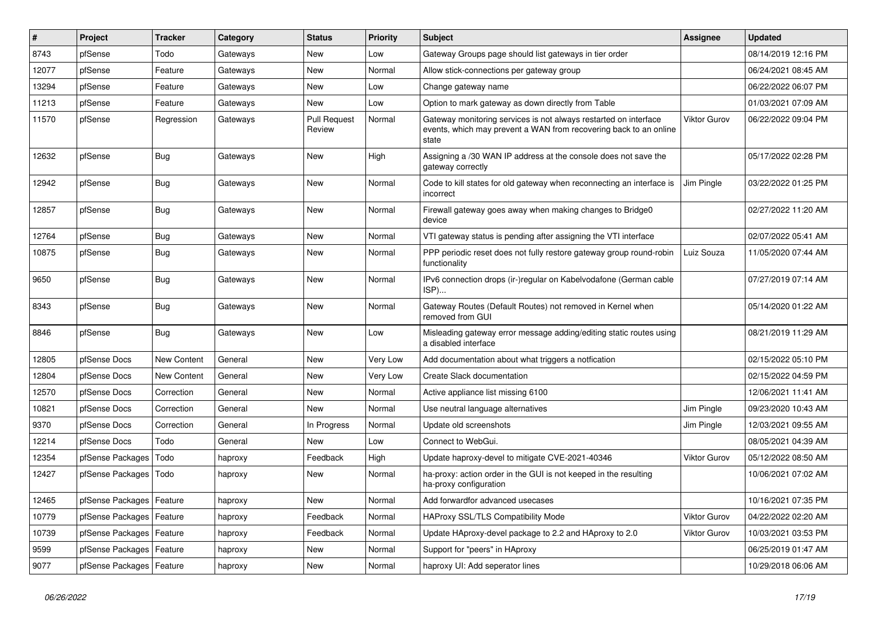| # | Project | Tracker | Category | Status | Priority | Subject | Assignee | Updated |
|---|---|---|---|---|---|---|---|---|
| 8743 | pfSense | Todo | Gateways | New | Low | Gateway Groups page should list gateways in tier order | | 08/14/2019 12:16 PM |
| 12077 | pfSense | Feature | Gateways | New | Normal | Allow stick-connections per gateway group | | 06/24/2021 08:45 AM |
| 13294 | pfSense | Feature | Gateways | New | Low | Change gateway name | | 06/22/2022 06:07 PM |
| 11213 | pfSense | Feature | Gateways | New | Low | Option to mark gateway as down directly from Table | | 01/03/2021 07:09 AM |
| 11570 | pfSense | Regression | Gateways | Pull Request Review | Normal | Gateway monitoring services is not always restarted on interface events, which may prevent a WAN from recovering back to an online state | Viktor Gurov | 06/22/2022 09:04 PM |
| 12632 | pfSense | Bug | Gateways | New | High | Assigning a /30 WAN IP address at the console does not save the gateway correctly | | 05/17/2022 02:28 PM |
| 12942 | pfSense | Bug | Gateways | New | Normal | Code to kill states for old gateway when reconnecting an interface is incorrect | Jim Pingle | 03/22/2022 01:25 PM |
| 12857 | pfSense | Bug | Gateways | New | Normal | Firewall gateway goes away when making changes to Bridge0 device | | 02/27/2022 11:20 AM |
| 12764 | pfSense | Bug | Gateways | New | Normal | VTI gateway status is pending after assigning the VTI interface | | 02/07/2022 05:41 AM |
| 10875 | pfSense | Bug | Gateways | New | Normal | PPP periodic reset does not fully restore gateway group round-robin functionality | Luiz Souza | 11/05/2020 07:44 AM |
| 9650 | pfSense | Bug | Gateways | New | Normal | IPv6 connection drops (ir-)regular on Kabelvodafone (German cable ISP)... | | 07/27/2019 07:14 AM |
| 8343 | pfSense | Bug | Gateways | New | Normal | Gateway Routes (Default Routes) not removed in Kernel when removed from GUI | | 05/14/2020 01:22 AM |
| 8846 | pfSense | Bug | Gateways | New | Low | Misleading gateway error message adding/editing static routes using a disabled interface | | 08/21/2019 11:29 AM |
| 12805 | pfSense Docs | New Content | General | New | Very Low | Add documentation about what triggers a notfication | | 02/15/2022 05:10 PM |
| 12804 | pfSense Docs | New Content | General | New | Very Low | Create Slack documentation | | 02/15/2022 04:59 PM |
| 12570 | pfSense Docs | Correction | General | New | Normal | Active appliance list missing 6100 | | 12/06/2021 11:41 AM |
| 10821 | pfSense Docs | Correction | General | New | Normal | Use neutral language alternatives | Jim Pingle | 09/23/2020 10:43 AM |
| 9370 | pfSense Docs | Correction | General | In Progress | Normal | Update old screenshots | Jim Pingle | 12/03/2021 09:55 AM |
| 12214 | pfSense Docs | Todo | General | New | Low | Connect to WebGui. | | 08/05/2021 04:39 AM |
| 12354 | pfSense Packages | Todo | haproxy | Feedback | High | Update haproxy-devel to mitigate CVE-2021-40346 | Viktor Gurov | 05/12/2022 08:50 AM |
| 12427 | pfSense Packages | Todo | haproxy | New | Normal | ha-proxy: action order in the GUI is not keeped in the resulting ha-proxy configuration | | 10/06/2021 07:02 AM |
| 12465 | pfSense Packages | Feature | haproxy | New | Normal | Add forwardfor advanced usecases | | 10/16/2021 07:35 PM |
| 10779 | pfSense Packages | Feature | haproxy | Feedback | Normal | HAProxy SSL/TLS Compatibility Mode | Viktor Gurov | 04/22/2022 02:20 AM |
| 10739 | pfSense Packages | Feature | haproxy | Feedback | Normal | Update HAproxy-devel package to 2.2 and HAproxy to 2.0 | Viktor Gurov | 10/03/2021 03:53 PM |
| 9599 | pfSense Packages | Feature | haproxy | New | Normal | Support for "peers" in HAproxy | | 06/25/2019 01:47 AM |
| 9077 | pfSense Packages | Feature | haproxy | New | Normal | haproxy UI: Add seperator lines | | 10/29/2018 06:06 AM |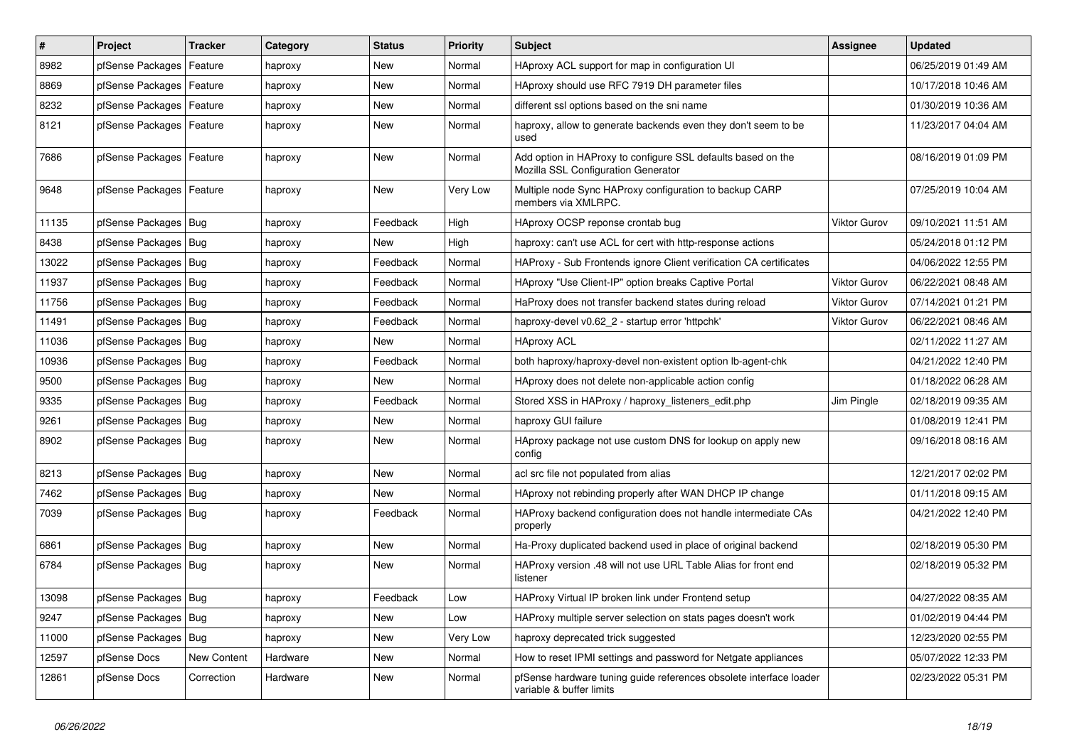| # | Project | Tracker | Category | Status | Priority | Subject | Assignee | Updated |
| --- | --- | --- | --- | --- | --- | --- | --- | --- |
| 8982 | pfSense Packages | Feature | haproxy | New | Normal | HAproxy ACL support for map in configuration UI | | 06/25/2019 01:49 AM |
| 8869 | pfSense Packages | Feature | haproxy | New | Normal | HAproxy should use RFC 7919 DH parameter files | | 10/17/2018 10:46 AM |
| 8232 | pfSense Packages | Feature | haproxy | New | Normal | different ssl options based on the sni name | | 01/30/2019 10:36 AM |
| 8121 | pfSense Packages | Feature | haproxy | New | Normal | haproxy, allow to generate backends even they don't seem to be used | | 11/23/2017 04:04 AM |
| 7686 | pfSense Packages | Feature | haproxy | New | Normal | Add option in HAProxy to configure SSL defaults based on the Mozilla SSL Configuration Generator | | 08/16/2019 01:09 PM |
| 9648 | pfSense Packages | Feature | haproxy | New | Very Low | Multiple node Sync HAProxy configuration to backup CARP members via XMLRPC. | | 07/25/2019 10:04 AM |
| 11135 | pfSense Packages | Bug | haproxy | Feedback | High | HAproxy OCSP reponse crontab bug | Viktor Gurov | 09/10/2021 11:51 AM |
| 8438 | pfSense Packages | Bug | haproxy | New | High | haproxy: can't use ACL for cert with http-response actions | | 05/24/2018 01:12 PM |
| 13022 | pfSense Packages | Bug | haproxy | Feedback | Normal | HAProxy - Sub Frontends ignore Client verification CA certificates | | 04/06/2022 12:55 PM |
| 11937 | pfSense Packages | Bug | haproxy | Feedback | Normal | HAproxy "Use Client-IP" option breaks Captive Portal | Viktor Gurov | 06/22/2021 08:48 AM |
| 11756 | pfSense Packages | Bug | haproxy | Feedback | Normal | HaProxy does not transfer backend states during reload | Viktor Gurov | 07/14/2021 01:21 PM |
| 11491 | pfSense Packages | Bug | haproxy | Feedback | Normal | haproxy-devel v0.62_2 - startup error 'httpchk' | Viktor Gurov | 06/22/2021 08:46 AM |
| 11036 | pfSense Packages | Bug | haproxy | New | Normal | HAproxy ACL | | 02/11/2022 11:27 AM |
| 10936 | pfSense Packages | Bug | haproxy | Feedback | Normal | both haproxy/haproxy-devel non-existent option lb-agent-chk | | 04/21/2022 12:40 PM |
| 9500 | pfSense Packages | Bug | haproxy | New | Normal | HAproxy does not delete non-applicable action config | | 01/18/2022 06:28 AM |
| 9335 | pfSense Packages | Bug | haproxy | Feedback | Normal | Stored XSS in HAProxy / haproxy_listeners_edit.php | Jim Pingle | 02/18/2019 09:35 AM |
| 9261 | pfSense Packages | Bug | haproxy | New | Normal | haproxy GUI failure | | 01/08/2019 12:41 PM |
| 8902 | pfSense Packages | Bug | haproxy | New | Normal | HAproxy package not use custom DNS for lookup on apply new config | | 09/16/2018 08:16 AM |
| 8213 | pfSense Packages | Bug | haproxy | New | Normal | acl src file not populated from alias | | 12/21/2017 02:02 PM |
| 7462 | pfSense Packages | Bug | haproxy | New | Normal | HAproxy not rebinding properly after WAN DHCP IP change | | 01/11/2018 09:15 AM |
| 7039 | pfSense Packages | Bug | haproxy | Feedback | Normal | HAProxy backend configuration does not handle intermediate CAs properly | | 04/21/2022 12:40 PM |
| 6861 | pfSense Packages | Bug | haproxy | New | Normal | Ha-Proxy duplicated backend used in place of original backend | | 02/18/2019 05:30 PM |
| 6784 | pfSense Packages | Bug | haproxy | New | Normal | HAProxy version .48 will not use URL Table Alias for front end listener | | 02/18/2019 05:32 PM |
| 13098 | pfSense Packages | Bug | haproxy | Feedback | Low | HAProxy Virtual IP broken link under Frontend setup | | 04/27/2022 08:35 AM |
| 9247 | pfSense Packages | Bug | haproxy | New | Low | HAProxy multiple server selection on stats pages doesn't work | | 01/02/2019 04:44 PM |
| 11000 | pfSense Packages | Bug | haproxy | New | Very Low | haproxy deprecated trick suggested | | 12/23/2020 02:55 PM |
| 12597 | pfSense Docs | New Content | Hardware | New | Normal | How to reset IPMI settings and password for Netgate appliances | | 05/07/2022 12:33 PM |
| 12861 | pfSense Docs | Correction | Hardware | New | Normal | pfSense hardware tuning guide references obsolete interface loader variable & buffer limits | | 02/23/2022 05:31 PM |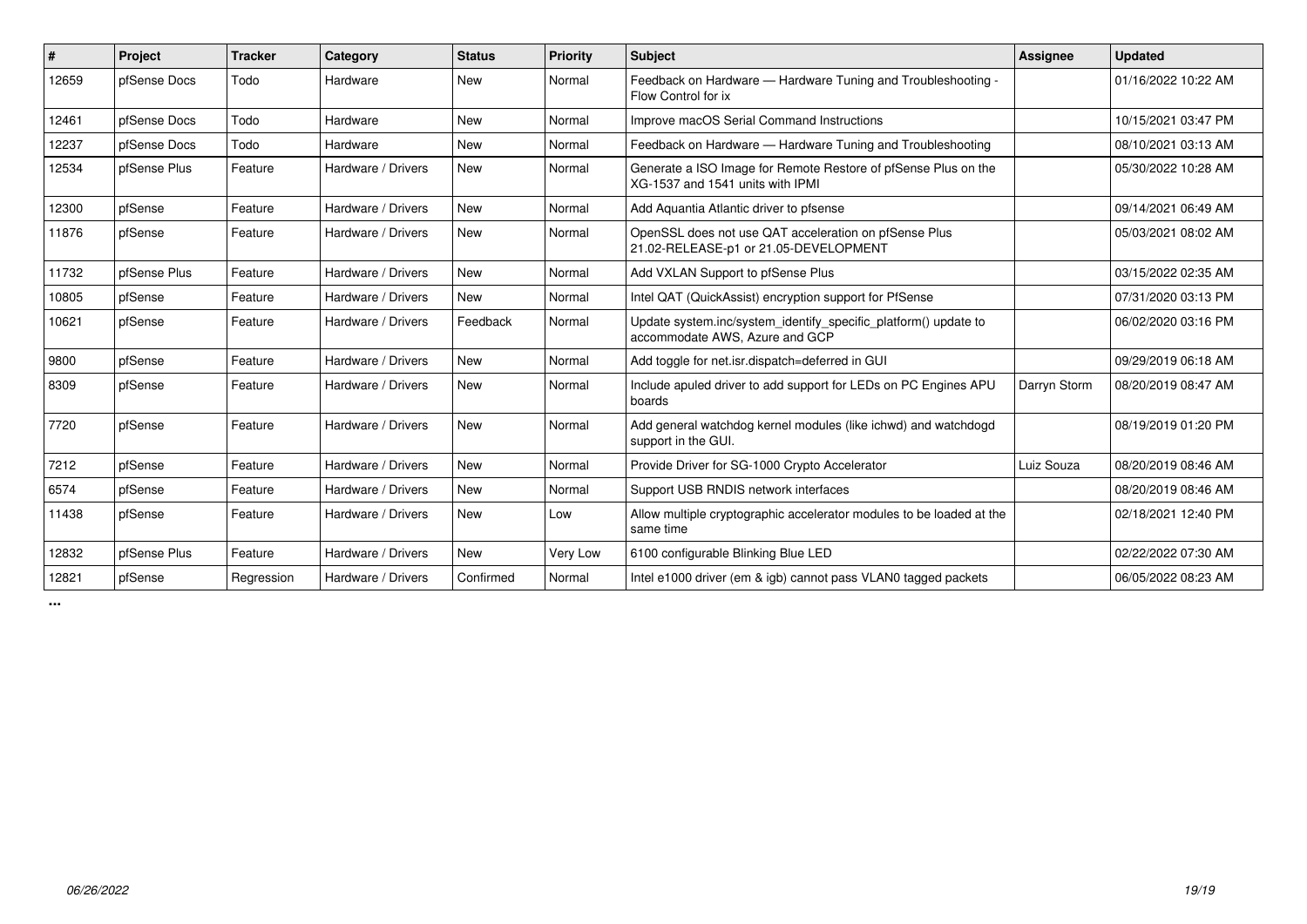| # | Project | Tracker | Category | Status | Priority | Subject | Assignee | Updated |
|---|---|---|---|---|---|---|---|---|
| 12659 | pfSense Docs | Todo | Hardware | New | Normal | Feedback on Hardware — Hardware Tuning and Troubleshooting - Flow Control for ix | | 01/16/2022 10:22 AM |
| 12461 | pfSense Docs | Todo | Hardware | New | Normal | Improve macOS Serial Command Instructions | | 10/15/2021 03:47 PM |
| 12237 | pfSense Docs | Todo | Hardware | New | Normal | Feedback on Hardware — Hardware Tuning and Troubleshooting | | 08/10/2021 03:13 AM |
| 12534 | pfSense Plus | Feature | Hardware / Drivers | New | Normal | Generate a ISO Image for Remote Restore of pfSense Plus on the XG-1537 and 1541 units with IPMI | | 05/30/2022 10:28 AM |
| 12300 | pfSense | Feature | Hardware / Drivers | New | Normal | Add Aquantia Atlantic driver to pfsense | | 09/14/2021 06:49 AM |
| 11876 | pfSense | Feature | Hardware / Drivers | New | Normal | OpenSSL does not use QAT acceleration on pfSense Plus 21.02-RELEASE-p1 or 21.05-DEVELOPMENT | | 05/03/2021 08:02 AM |
| 11732 | pfSense Plus | Feature | Hardware / Drivers | New | Normal | Add VXLAN Support to pfSense Plus | | 03/15/2022 02:35 AM |
| 10805 | pfSense | Feature | Hardware / Drivers | New | Normal | Intel QAT (QuickAssist) encryption support for PfSense | | 07/31/2020 03:13 PM |
| 10621 | pfSense | Feature | Hardware / Drivers | Feedback | Normal | Update system.inc/system_identify_specific_platform() update to accommodate AWS, Azure and GCP | | 06/02/2020 03:16 PM |
| 9800 | pfSense | Feature | Hardware / Drivers | New | Normal | Add toggle for net.isr.dispatch=deferred in GUI | | 09/29/2019 06:18 AM |
| 8309 | pfSense | Feature | Hardware / Drivers | New | Normal | Include apuled driver to add support for LEDs on PC Engines APU boards | Darryn Storm | 08/20/2019 08:47 AM |
| 7720 | pfSense | Feature | Hardware / Drivers | New | Normal | Add general watchdog kernel modules (like ichwd) and watchdogd support in the GUI. | | 08/19/2019 01:20 PM |
| 7212 | pfSense | Feature | Hardware / Drivers | New | Normal | Provide Driver for SG-1000 Crypto Accelerator | Luiz Souza | 08/20/2019 08:46 AM |
| 6574 | pfSense | Feature | Hardware / Drivers | New | Normal | Support USB RNDIS network interfaces | | 08/20/2019 08:46 AM |
| 11438 | pfSense | Feature | Hardware / Drivers | New | Low | Allow multiple cryptographic accelerator modules to be loaded at the same time | | 02/18/2021 12:40 PM |
| 12832 | pfSense Plus | Feature | Hardware / Drivers | New | Very Low | 6100 configurable Blinking Blue LED | | 02/22/2022 07:30 AM |
| 12821 | pfSense | Regression | Hardware / Drivers | Confirmed | Normal | Intel e1000 driver (em & igb) cannot pass VLAN0 tagged packets | | 06/05/2022 08:23 AM |

...